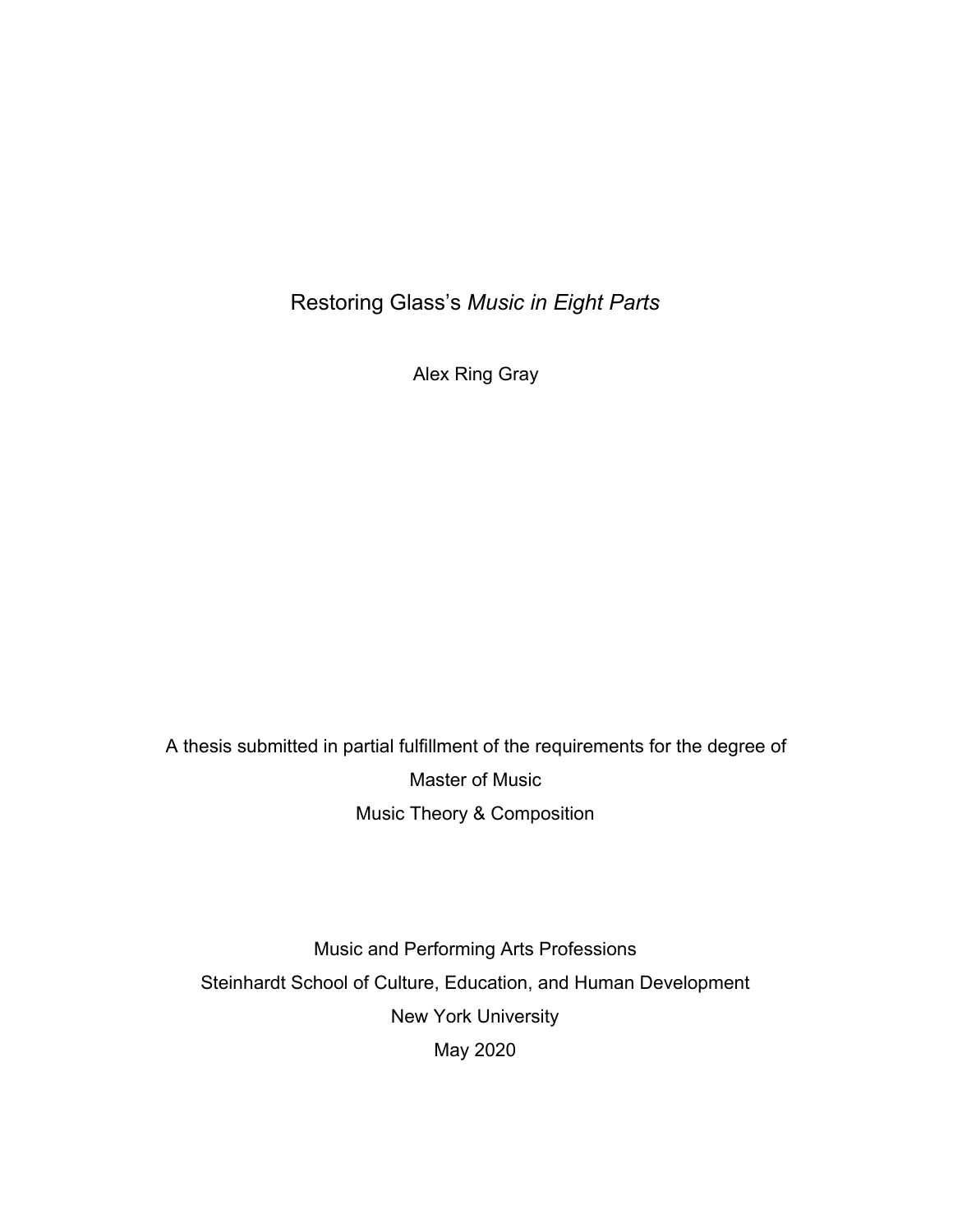# Restoring Glass's *Music in Eight Parts*

Alex Ring Gray

A thesis submitted in partial fulfillment of the requirements for the degree of

Master of Music

Music Theory & Composition

Music and Performing Arts Professions

Steinhardt School of Culture, Education, and Human Development

New York University

May 2020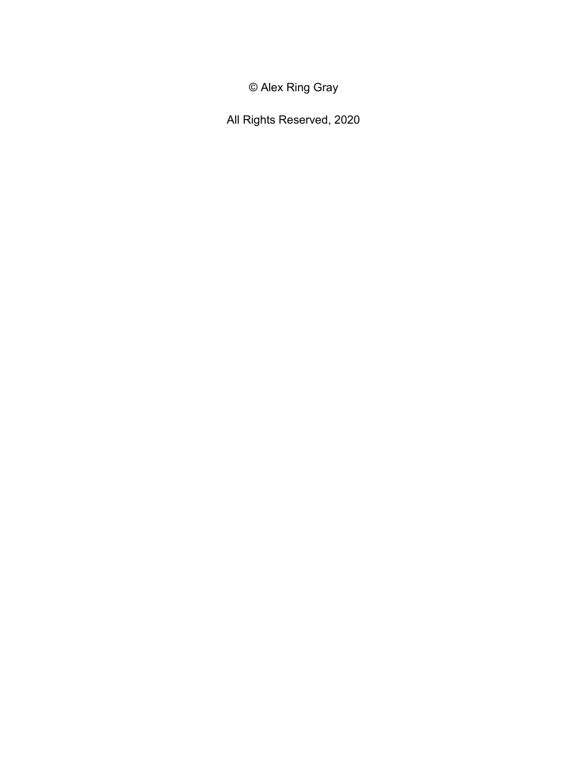© Alex Ring Gray

All Rights Reserved, 2020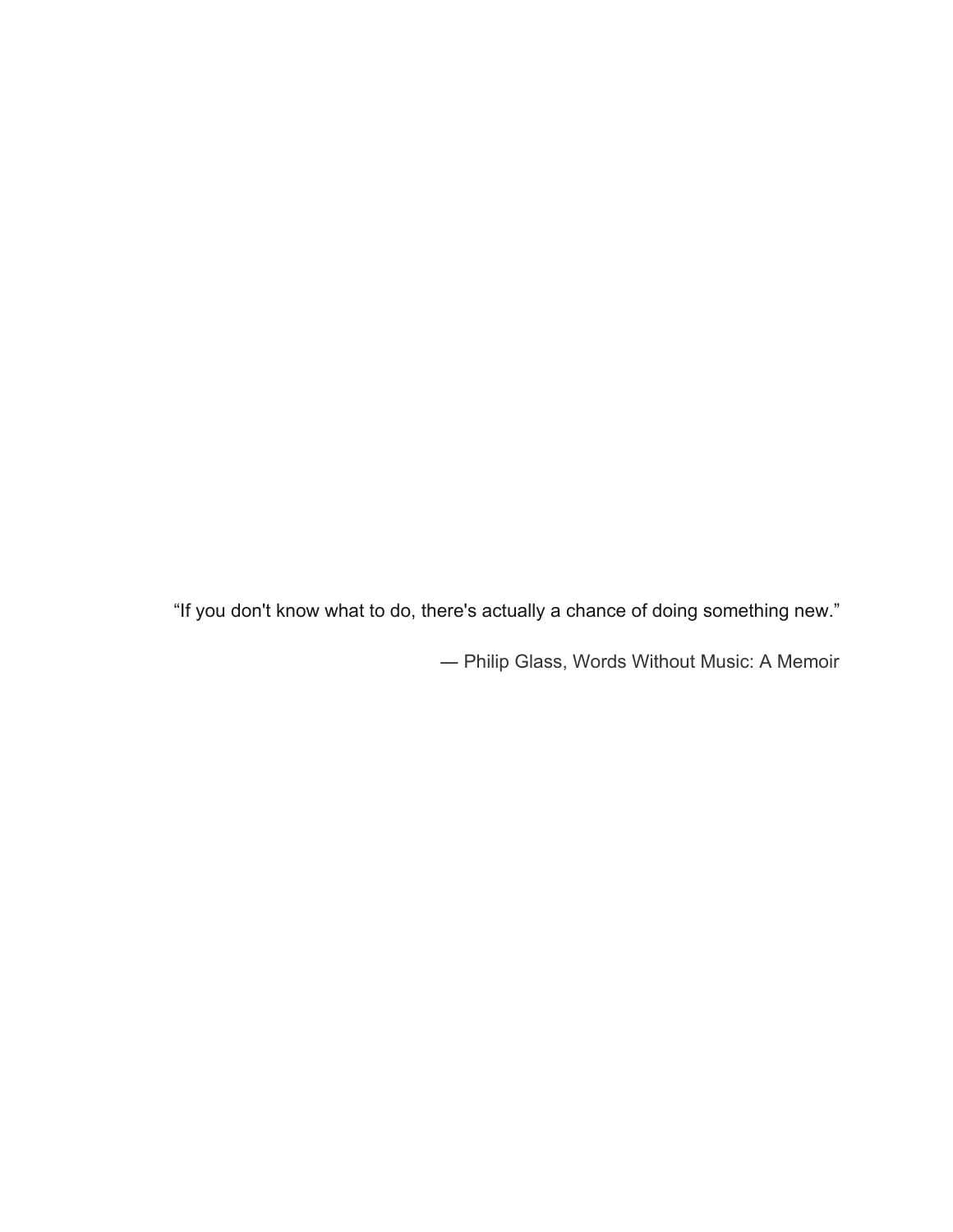> “If you don't know what to do, there's actually a chance of doing something new.”
>
> — Philip Glass, Words Without Music: A Memoir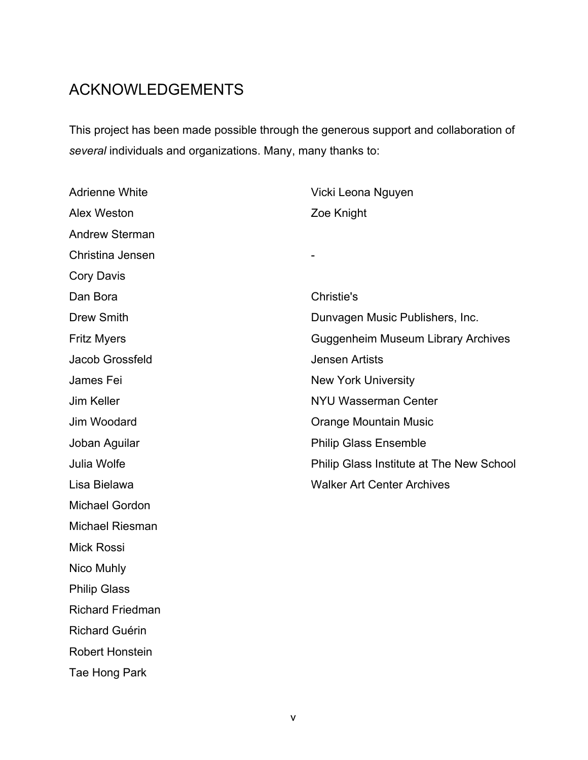# ACKNOWLEDGEMENTS

This project has been made possible through the generous support and collaboration of *several* individuals and organizations. Many, many thanks to:

Adrienne White
Alex Weston
Andrew Sterman
Christina Jensen
Cory Davis
Dan Bora
Drew Smith
Fritz Myers
Jacob Grossfeld
James Fei
Jim Keller
Jim Woodard
Joban Aguilar
Julia Wolfe
Lisa Bielawa
Michael Gordon
Michael Riesman
Mick Rossi
Nico Muhly
Philip Glass
Richard Friedman
Richard Guérin
Robert Honstein
Tae Hong Park
Vicki Leona Nguyen
Zoe Knight

-

Christie's
Dunvagen Music Publishers, Inc.
Guggenheim Museum Library Archives
Jensen Artists
New York University
NYU Wasserman Center
Orange Mountain Music
Philip Glass Ensemble
Philip Glass Institute at The New School
Walker Art Center Archives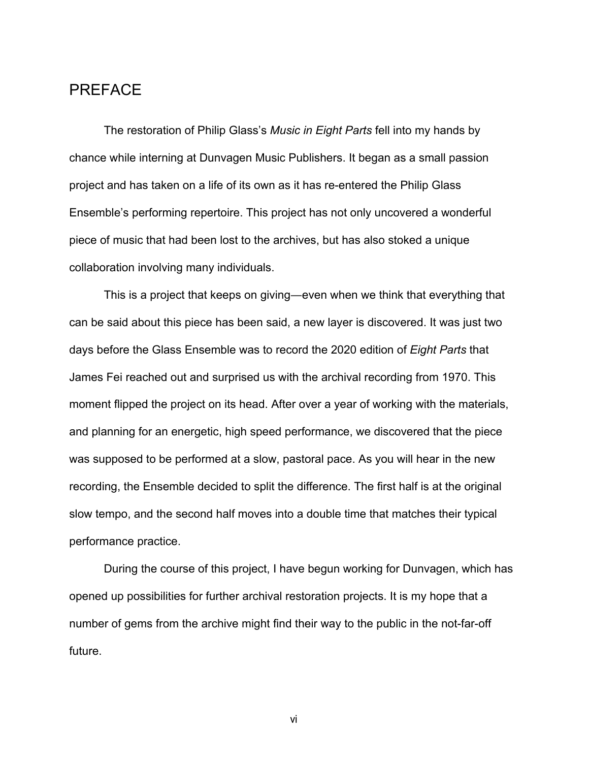# PREFACE

The restoration of Philip Glass's *Music in Eight Parts* fell into my hands by chance while interning at Dunvagen Music Publishers. It began as a small passion project and has taken on a life of its own as it has re-entered the Philip Glass Ensemble's performing repertoire. This project has not only uncovered a wonderful piece of music that had been lost to the archives, but has also stoked a unique collaboration involving many individuals.

This is a project that keeps on giving—even when we think that everything that can be said about this piece has been said, a new layer is discovered. It was just two days before the Glass Ensemble was to record the 2020 edition of *Eight Parts* that James Fei reached out and surprised us with the archival recording from 1970. This moment flipped the project on its head. After over a year of working with the materials, and planning for an energetic, high speed performance, we discovered that the piece was supposed to be performed at a slow, pastoral pace. As you will hear in the new recording, the Ensemble decided to split the difference. The first half is at the original slow tempo, and the second half moves into a double time that matches their typical performance practice.

During the course of this project, I have begun working for Dunvagen, which has opened up possibilities for further archival restoration projects. It is my hope that a number of gems from the archive might find their way to the public in the not-far-off future.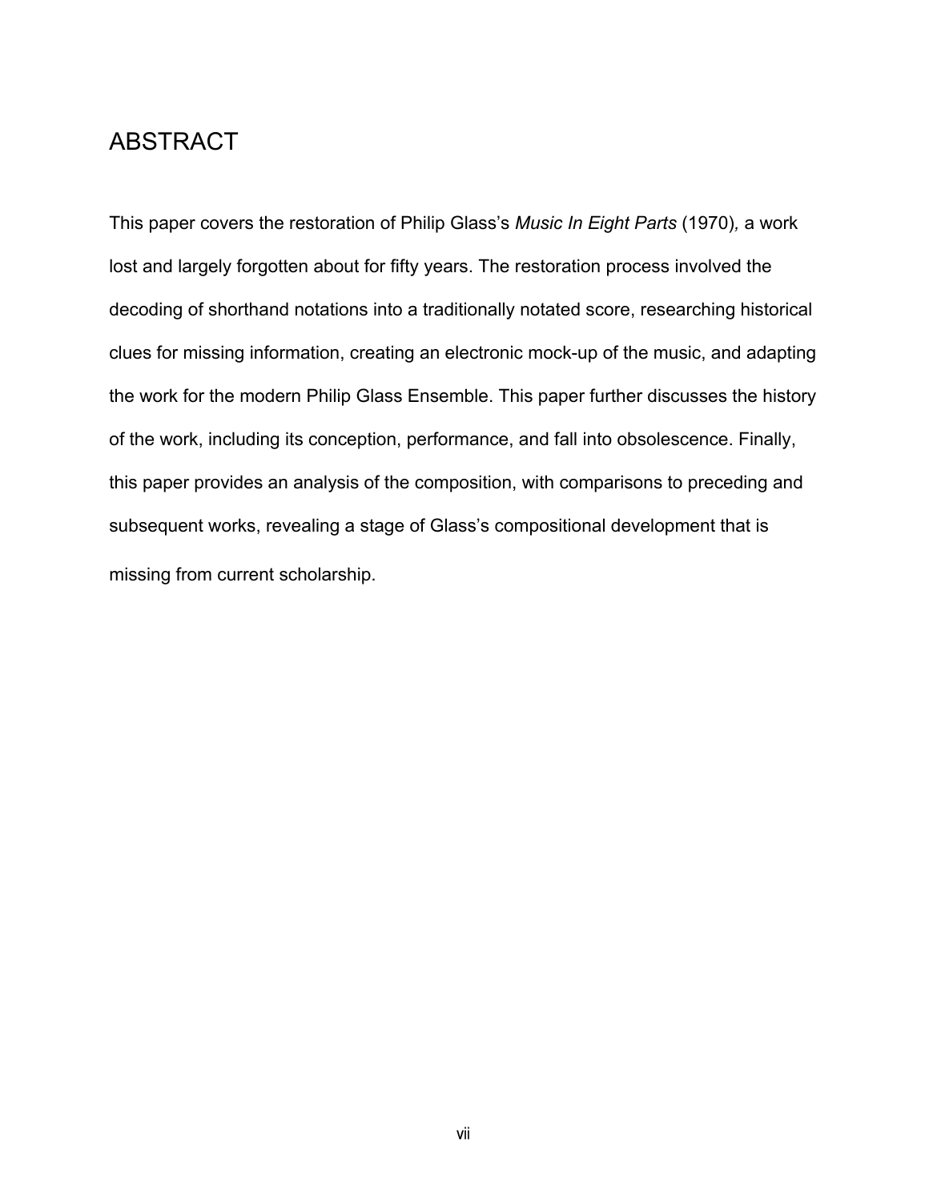# ABSTRACT

This paper covers the restoration of Philip Glass's *Music In Eight Parts* (1970), a work lost and largely forgotten about for fifty years. The restoration process involved the decoding of shorthand notations into a traditionally notated score, researching historical clues for missing information, creating an electronic mock-up of the music, and adapting the work for the modern Philip Glass Ensemble. This paper further discusses the history of the work, including its conception, performance, and fall into obsolescence. Finally, this paper provides an analysis of the composition, with comparisons to preceding and subsequent works, revealing a stage of Glass's compositional development that is missing from current scholarship.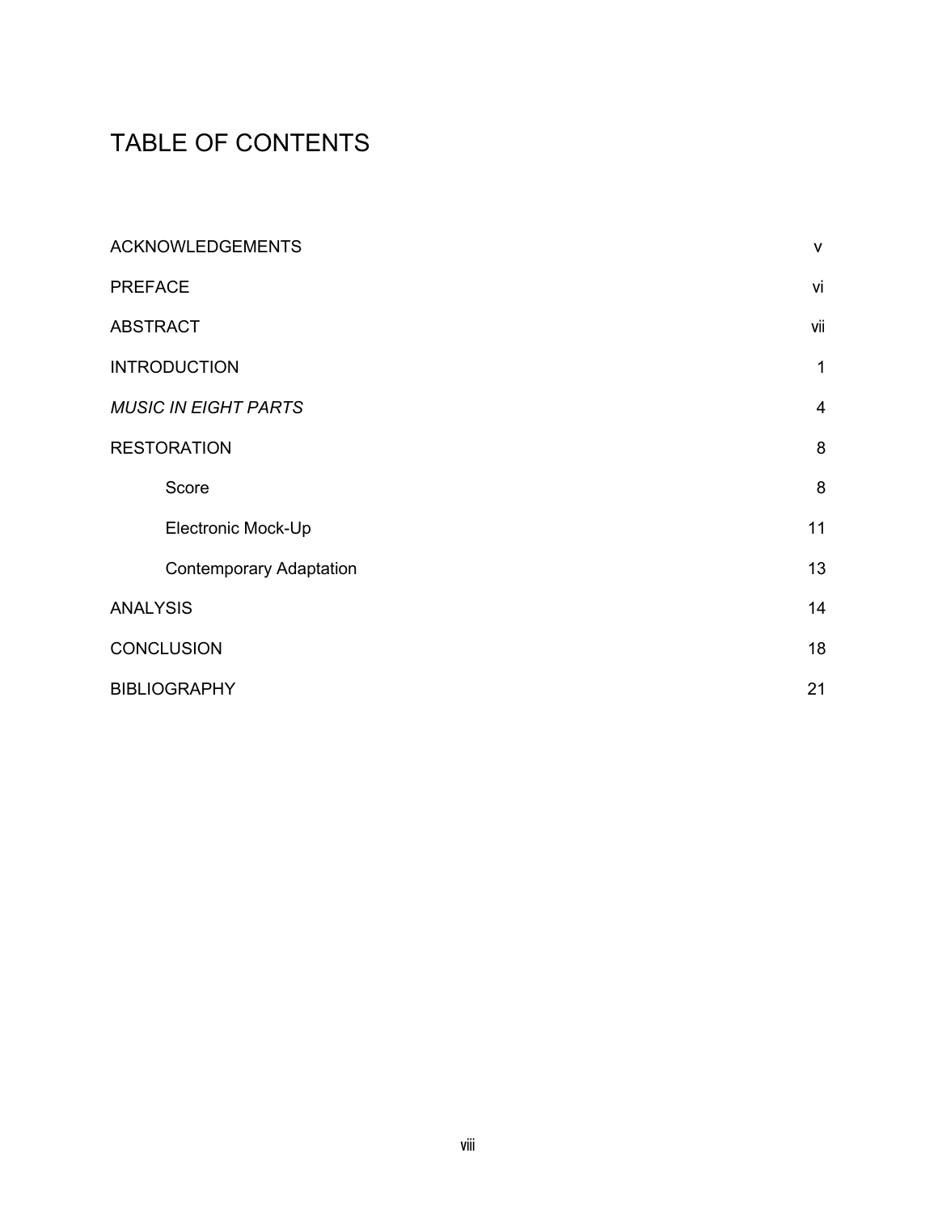# TABLE OF CONTENTS

| | |
|---|---|
| ACKNOWLEDGEMENTS | v |
| PREFACE | vi |
| ABSTRACT | vii |
| INTRODUCTION | 1 |
| *MUSIC IN EIGHT PARTS* | 4 |
| RESTORATION | 8 |
| &nbsp;&nbsp;&nbsp;&nbsp;Score | 8 |
| &nbsp;&nbsp;&nbsp;&nbsp;Electronic Mock-Up | 11 |
| &nbsp;&nbsp;&nbsp;&nbsp;Contemporary Adaptation | 13 |
| ANALYSIS | 14 |
| CONCLUSION | 18 |
| BIBLIOGRAPHY | 21 |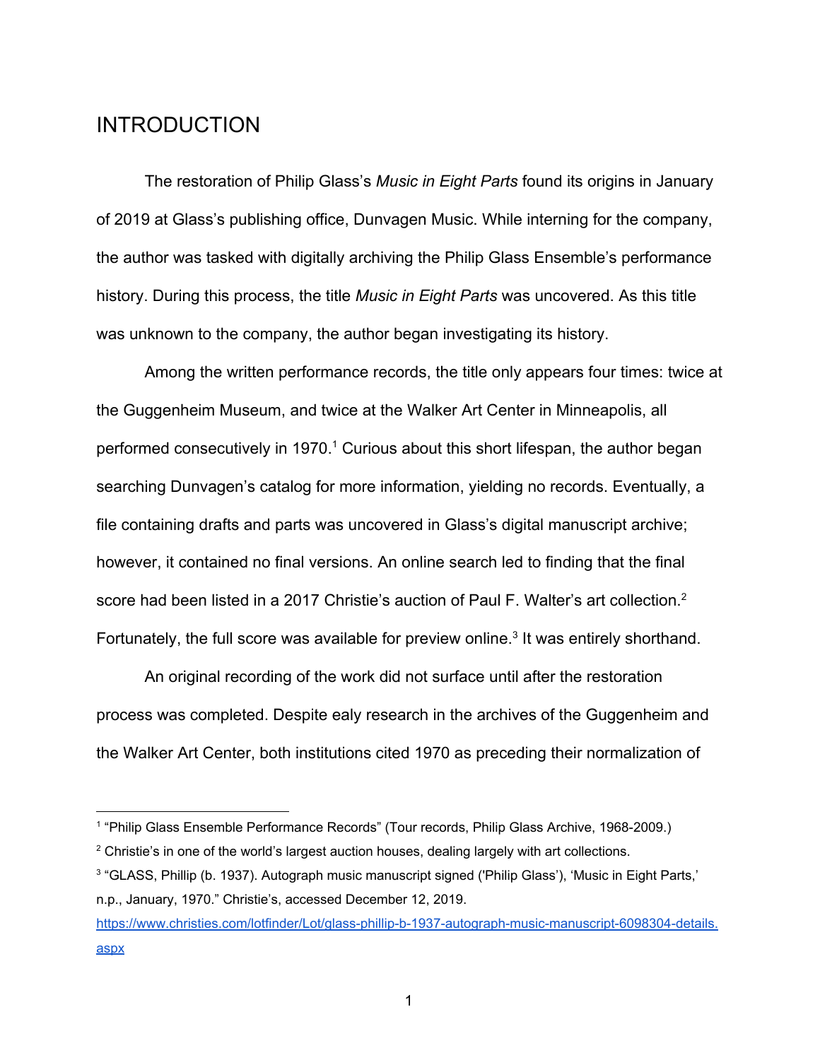# INTRODUCTION

The restoration of Philip Glass's *Music in Eight Parts* found its origins in January of 2019 at Glass's publishing office, Dunvagen Music. While interning for the company, the author was tasked with digitally archiving the Philip Glass Ensemble's performance history. During this process, the title *Music in Eight Parts* was uncovered. As this title was unknown to the company, the author began investigating its history.

Among the written performance records, the title only appears four times: twice at the Guggenheim Museum, and twice at the Walker Art Center in Minneapolis, all performed consecutively in 1970.[1] Curious about this short lifespan, the author began searching Dunvagen's catalog for more information, yielding no records. Eventually, a file containing drafts and parts was uncovered in Glass's digital manuscript archive; however, it contained no final versions. An online search led to finding that the final score had been listed in a 2017 Christie's auction of Paul F. Walter's art collection.[2] Fortunately, the full score was available for preview online.[3] It was entirely shorthand.

An original recording of the work did not surface until after the restoration process was completed. Despite ealy research in the archives of the Guggenheim and the Walker Art Center, both institutions cited 1970 as preceding their normalization of

---

[1] "Philip Glass Ensemble Performance Records" (Tour records, Philip Glass Archive, 1968-2009.)

[2] Christie's in one of the world's largest auction houses, dealing largely with art collections.

[3] "GLASS, Phillip (b. 1937). Autograph music manuscript signed ('Philip Glass'), 'Music in Eight Parts,' n.p., January, 1970." Christie's, accessed December 12, 2019. https://www.christies.com/lotfinder/Lot/glass-phillip-b-1937-autograph-music-manuscript-6098304-details.aspx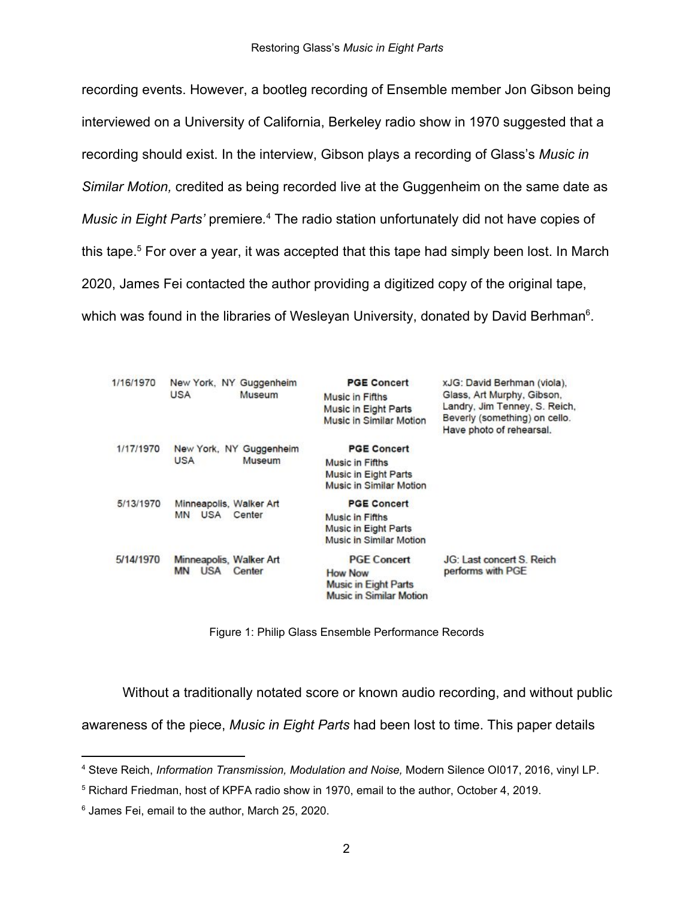recording events. However, a bootleg recording of Ensemble member Jon Gibson being interviewed on a University of California, Berkeley radio show in 1970 suggested that a recording should exist. In the interview, Gibson plays a recording of Glass's *Music in Similar Motion,* credited as being recorded live at the Guggenheim on the same date as *Music in Eight Parts'* premiere.[4] The radio station unfortunately did not have copies of this tape.[5] For over a year, it was accepted that this tape had simply been lost. In March 2020, James Fei contacted the author providing a digitized copy of the original tape, which was found in the libraries of Wesleyan University, donated by David Berhman[6].

| | | | |
|---|---|---|---|
| 1/16/1970 | New York, NY USA Guggenheim Museum | **PGE Concert** Music in Fifths Music in Eight Parts Music in Similar Motion | xJG: David Berhman (viola), Glass, Art Murphy, Gibson, Landry, Jim Tenney, S. Reich, Beverly (something) on cello. Have photo of rehearsal. |
| 1/17/1970 | New York, NY USA Guggenheim Museum | **PGE Concert** Music in Fifths Music in Eight Parts Music in Similar Motion | |
| 5/13/1970 | Minneapolis, MN USA Walker Art Center | **PGE Concert** Music in Fifths Music in Eight Parts Music in Similar Motion | |
| 5/14/1970 | Minneapolis, MN USA Walker Art Center | **PGE Concert** How Now Music in Eight Parts Music in Similar Motion | JG: Last concert S. Reich performs with PGE |

Figure 1: Philip Glass Ensemble Performance Records

Without a traditionally notated score or known audio recording, and without public awareness of the piece, *Music in Eight Parts* had been lost to time. This paper details

---

[4] Steve Reich, *Information Transmission, Modulation and Noise,* Modern Silence OI017, 2016, vinyl LP.

[5] Richard Friedman, host of KPFA radio show in 1970, email to the author, October 4, 2019.

[6] James Fei, email to the author, March 25, 2020.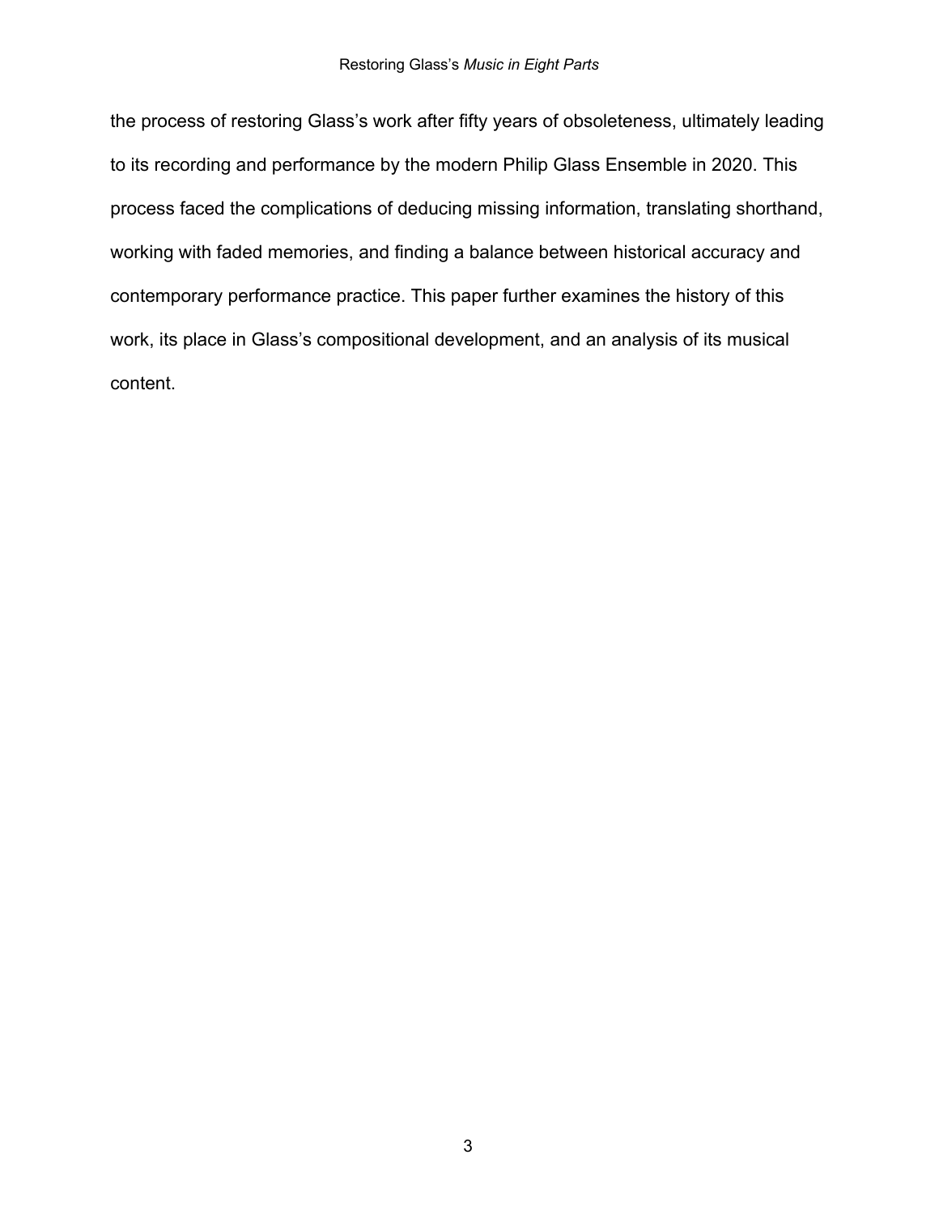the process of restoring Glass's work after fifty years of obsoleteness, ultimately leading to its recording and performance by the modern Philip Glass Ensemble in 2020. This process faced the complications of deducing missing information, translating shorthand, working with faded memories, and finding a balance between historical accuracy and contemporary performance practice. This paper further examines the history of this work, its place in Glass's compositional development, and an analysis of its musical content.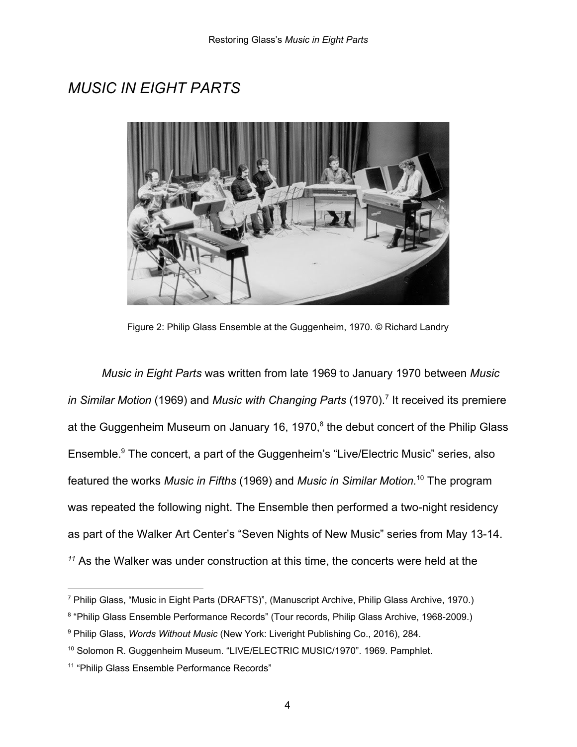# *MUSIC IN EIGHT PARTS*

Figure 2: Philip Glass Ensemble at the Guggenheim, 1970. © Richard Landry

*Music in Eight Parts* was written from late 1969 to January 1970 between *Music in Similar Motion* (1969) and *Music with Changing Parts* (1970).[7] It received its premiere at the Guggenheim Museum on January 16, 1970,[8] the debut concert of the Philip Glass Ensemble.[9] The concert, a part of the Guggenheim's "Live/Electric Music" series, also featured the works *Music in Fifths* (1969) and *Music in Similar Motion.*[10] The program was repeated the following night. The Ensemble then performed a two-night residency as part of the Walker Art Center's "Seven Nights of New Music" series from May 13-14.[11] As the Walker was under construction at this time, the concerts were held at the

---

[7] Philip Glass, "Music in Eight Parts (DRAFTS)", (Manuscript Archive, Philip Glass Archive, 1970.)

[8] "Philip Glass Ensemble Performance Records" (Tour records, Philip Glass Archive, 1968-2009.)

[9] Philip Glass, *Words Without Music* (New York: Liveright Publishing Co., 2016), 284.

[10] Solomon R. Guggenheim Museum. "LIVE/ELECTRIC MUSIC/1970". 1969. Pamphlet.

[11] "Philip Glass Ensemble Performance Records"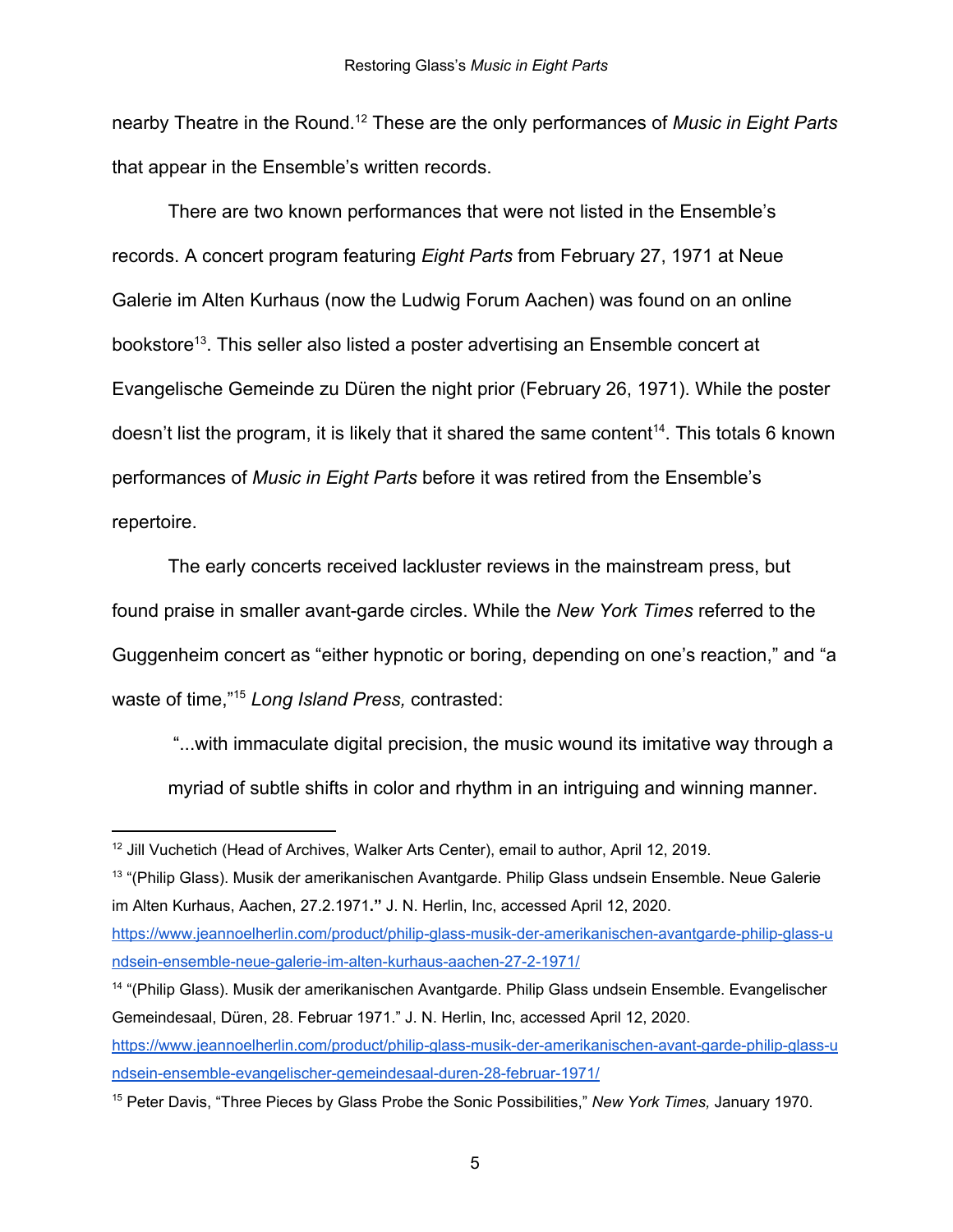nearby Theatre in the Round.[12] These are the only performances of *Music in Eight Parts* that appear in the Ensemble's written records.

There are two known performances that were not listed in the Ensemble's records. A concert program featuring *Eight Parts* from February 27, 1971 at Neue Galerie im Alten Kurhaus (now the Ludwig Forum Aachen) was found on an online bookstore[13]. This seller also listed a poster advertising an Ensemble concert at Evangelische Gemeinde zu Düren the night prior (February 26, 1971). While the poster doesn't list the program, it is likely that it shared the same content[14]. This totals 6 known performances of *Music in Eight Parts* before it was retired from the Ensemble's repertoire.

The early concerts received lackluster reviews in the mainstream press, but found praise in smaller avant-garde circles. While the *New York Times* referred to the Guggenheim concert as "either hypnotic or boring, depending on one's reaction," and "a waste of time,"[15] *Long Island Press,* contrasted:

> "...with immaculate digital precision, the music wound its imitative way through a myriad of subtle shifts in color and rhythm in an intriguing and winning manner.

---

[12] Jill Vuchetich (Head of Archives, Walker Arts Center), email to author, April 12, 2019.

[13] "(Philip Glass). Musik der amerikanischen Avantgarde. Philip Glass undsein Ensemble. Neue Galerie im Alten Kurhaus, Aachen, 27.2.1971**.**" J. N. Herlin, Inc, accessed April 12, 2020. https://www.jeannoelherlin.com/product/philip-glass-musik-der-amerikanischen-avantgarde-philip-glass-undsein-ensemble-neue-galerie-im-alten-kurhaus-aachen-27-2-1971/

[14] "(Philip Glass). Musik der amerikanischen Avantgarde. Philip Glass undsein Ensemble. Evangelischer Gemeindesaal, Düren, 28. Februar 1971." J. N. Herlin, Inc, accessed April 12, 2020. https://www.jeannoelherlin.com/product/philip-glass-musik-der-amerikanischen-avant-garde-philip-glass-undsein-ensemble-evangelischer-gemeindesaal-duren-28-februar-1971/

[15] Peter Davis, "Three Pieces by Glass Probe the Sonic Possibilities," *New York Times,* January 1970.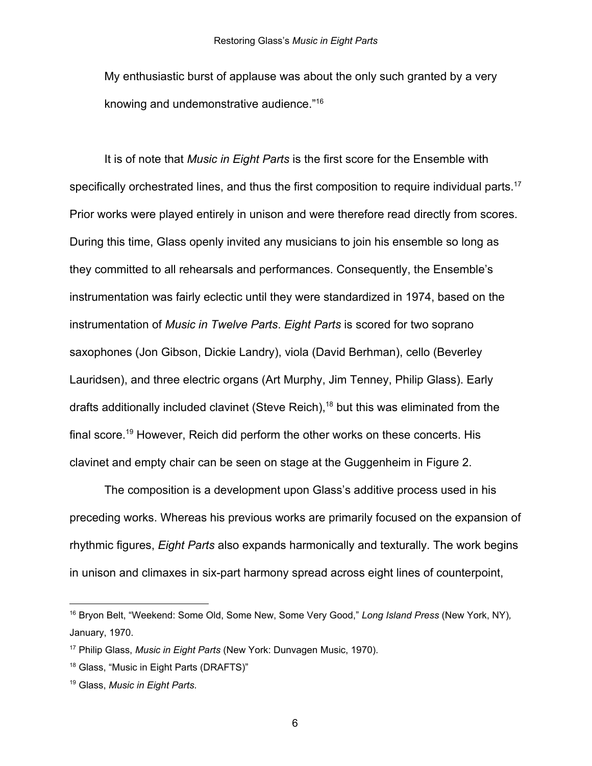My enthusiastic burst of applause was about the only such granted by a very knowing and undemonstrative audience."[16]

It is of note that *Music in Eight Parts* is the first score for the Ensemble with specifically orchestrated lines, and thus the first composition to require individual parts.[17] Prior works were played entirely in unison and were therefore read directly from scores. During this time, Glass openly invited any musicians to join his ensemble so long as they committed to all rehearsals and performances. Consequently, the Ensemble's instrumentation was fairly eclectic until they were standardized in 1974, based on the instrumentation of *Music in Twelve Parts*. *Eight Parts* is scored for two soprano saxophones (Jon Gibson, Dickie Landry), viola (David Berhman), cello (Beverley Lauridsen), and three electric organs (Art Murphy, Jim Tenney, Philip Glass). Early drafts additionally included clavinet (Steve Reich),[18] but this was eliminated from the final score.[19] However, Reich did perform the other works on these concerts. His clavinet and empty chair can be seen on stage at the Guggenheim in Figure 2.

The composition is a development upon Glass's additive process used in his preceding works. Whereas his previous works are primarily focused on the expansion of rhythmic figures, *Eight Parts* also expands harmonically and texturally. The work begins in unison and climaxes in six-part harmony spread across eight lines of counterpoint,

---

[16] Bryon Belt, "Weekend: Some Old, Some New, Some Very Good," *Long Island Press* (New York, NY), January, 1970.

[17] Philip Glass, *Music in Eight Parts* (New York: Dunvagen Music, 1970).

[18] Glass, "Music in Eight Parts (DRAFTS)"

[19] Glass, *Music in Eight Parts*.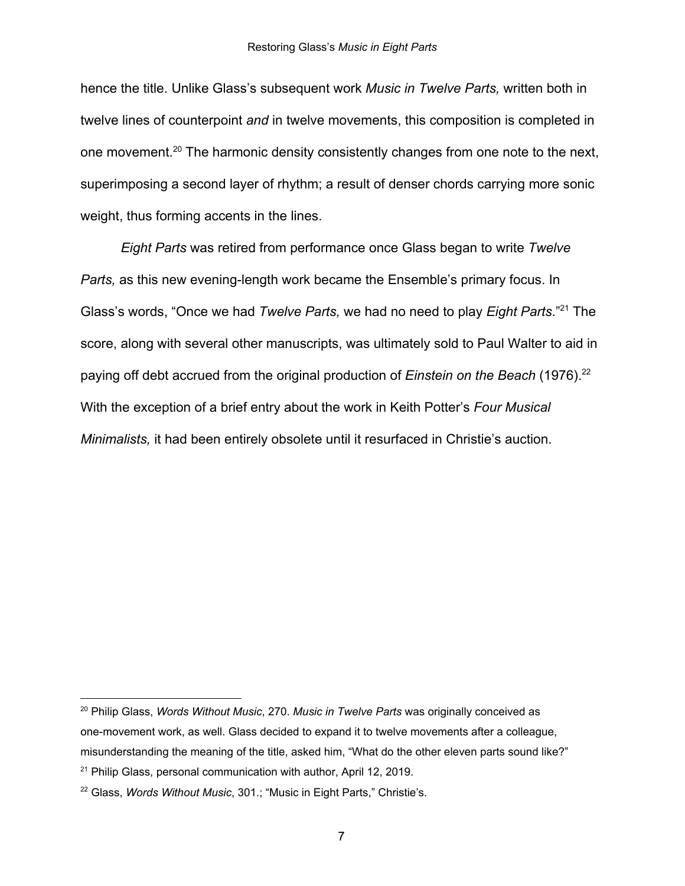hence the title. Unlike Glass's subsequent work *Music in Twelve Parts,* written both in twelve lines of counterpoint *and* in twelve movements, this composition is completed in one movement.[20] The harmonic density consistently changes from one note to the next, superimposing a second layer of rhythm; a result of denser chords carrying more sonic weight, thus forming accents in the lines.

*Eight Parts* was retired from performance once Glass began to write *Twelve Parts,* as this new evening-length work became the Ensemble's primary focus. In Glass's words, "Once we had *Twelve Parts,* we had no need to play *Eight Parts*."[21] The score, along with several other manuscripts, was ultimately sold to Paul Walter to aid in paying off debt accrued from the original production of *Einstein on the Beach* (1976).[22] With the exception of a brief entry about the work in Keith Potter's *Four Musical Minimalists,* it had been entirely obsolete until it resurfaced in Christie's auction.

---

[20] Philip Glass, *Words Without Music*, 270. *Music in Twelve Parts* was originally conceived as one-movement work, as well. Glass decided to expand it to twelve movements after a colleague, misunderstanding the meaning of the title, asked him, "What do the other eleven parts sound like?"

[21] Philip Glass, personal communication with author, April 12, 2019.

[22] Glass, *Words Without Music*, 301.; "Music in Eight Parts," Christie's.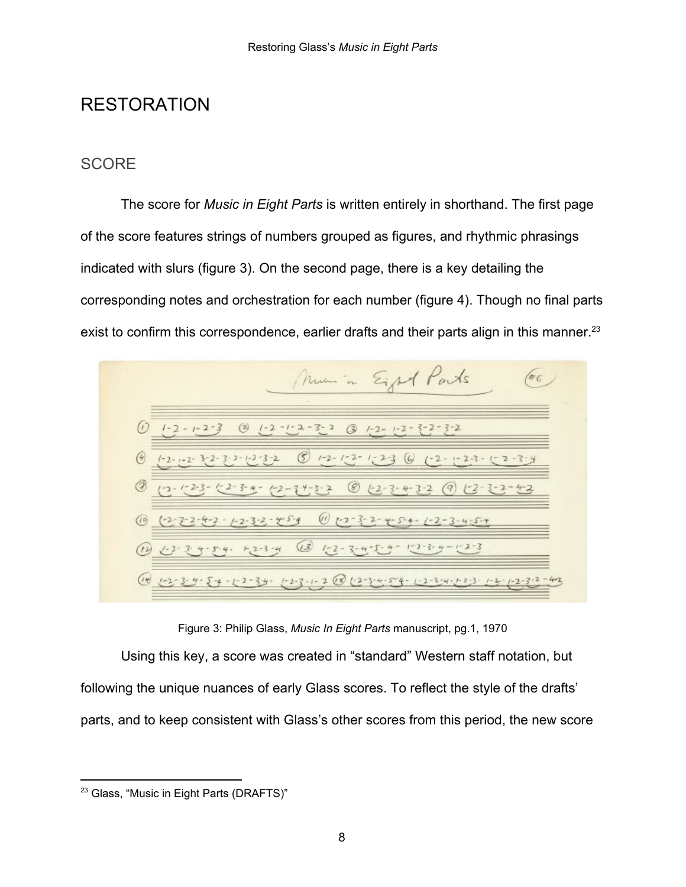# RESTORATION

## SCORE

The score for *Music in Eight Parts* is written entirely in shorthand. The first page of the score features strings of numbers grouped as figures, and rhythmic phrasings indicated with slurs (figure 3). On the second page, there is a key detailing the corresponding notes and orchestration for each number (figure 4). Though no final parts exist to confirm this correspondence, earlier drafts and their parts align in this manner.[23]

Figure 3: Philip Glass, *Music In Eight Parts* manuscript, pg.1, 1970

Using this key, a score was created in "standard" Western staff notation, but following the unique nuances of early Glass scores. To reflect the style of the drafts' parts, and to keep consistent with Glass's other scores from this period, the new score

[23] Glass, "Music in Eight Parts (DRAFTS)"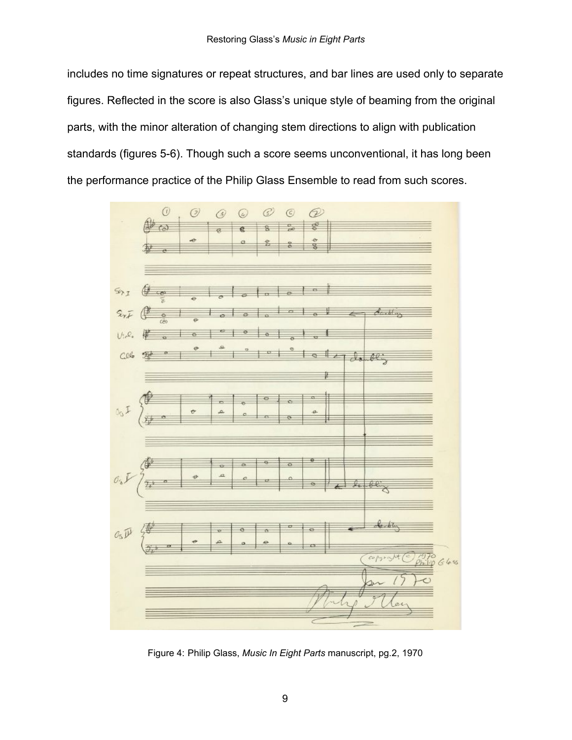includes no time signatures or repeat structures, and bar lines are used only to separate figures. Reflected in the score is also Glass's unique style of beaming from the original parts, with the minor alteration of changing stem directions to align with publication standards (figures 5-6). Though such a score seems unconventional, it has long been the performance practice of the Philip Glass Ensemble to read from such scores.

Figure 4: Philip Glass, *Music In Eight Parts* manuscript, pg.2, 1970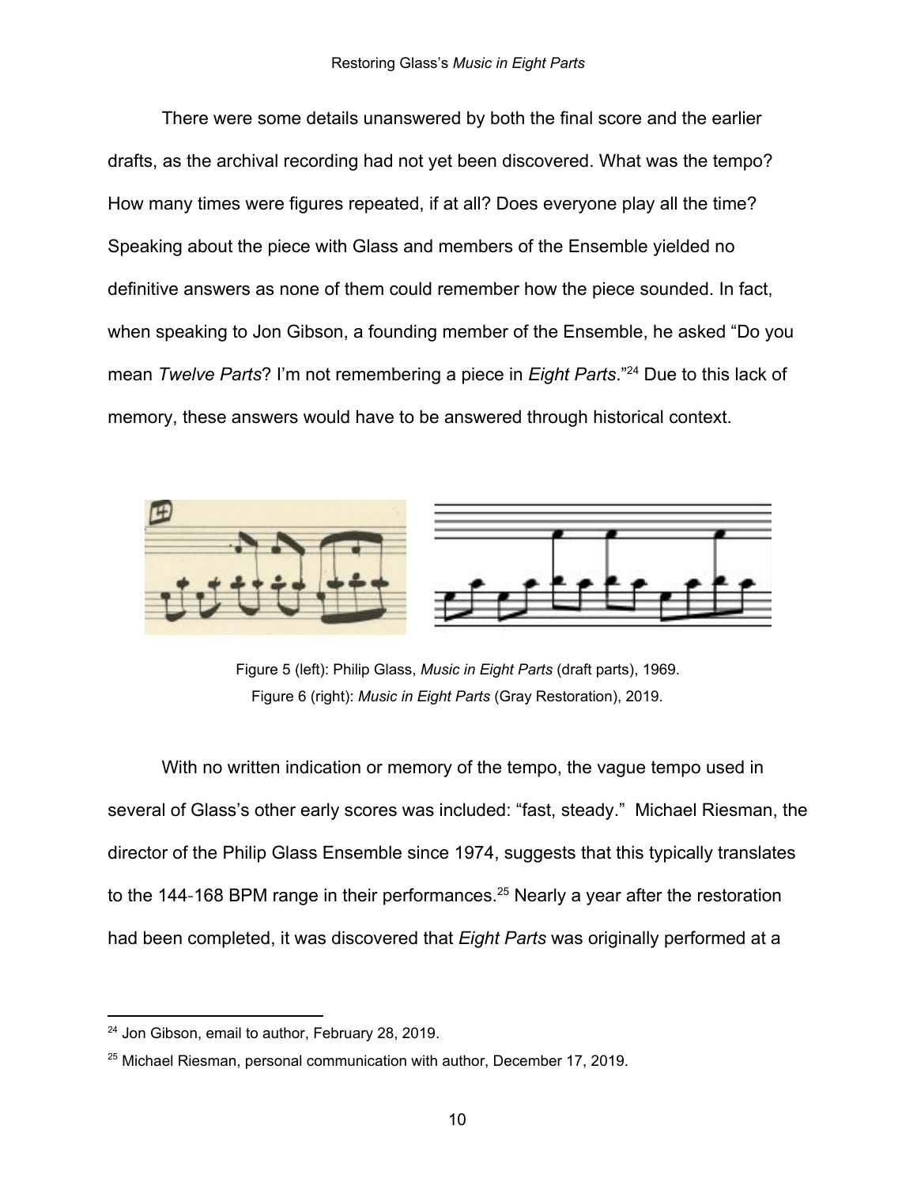There were some details unanswered by both the final score and the earlier drafts, as the archival recording had not yet been discovered. What was the tempo? How many times were figures repeated, if at all? Does everyone play all the time? Speaking about the piece with Glass and members of the Ensemble yielded no definitive answers as none of them could remember how the piece sounded. In fact, when speaking to Jon Gibson, a founding member of the Ensemble, he asked “Do you mean *Twelve Parts*? I’m not remembering a piece in *Eight Parts*.”[24] Due to this lack of memory, these answers would have to be answered through historical context.

Figure 5 (left): Philip Glass, *Music in Eight Parts* (draft parts), 1969.
Figure 6 (right): *Music in Eight Parts* (Gray Restoration), 2019.

With no written indication or memory of the tempo, the vague tempo used in several of Glass’s other early scores was included: “fast, steady.” Michael Riesman, the director of the Philip Glass Ensemble since 1974, suggests that this typically translates to the 144-168 BPM range in their performances.[25] Nearly a year after the restoration had been completed, it was discovered that *Eight Parts* was originally performed at a

[24] Jon Gibson, email to author, February 28, 2019.

[25] Michael Riesman, personal communication with author, December 17, 2019.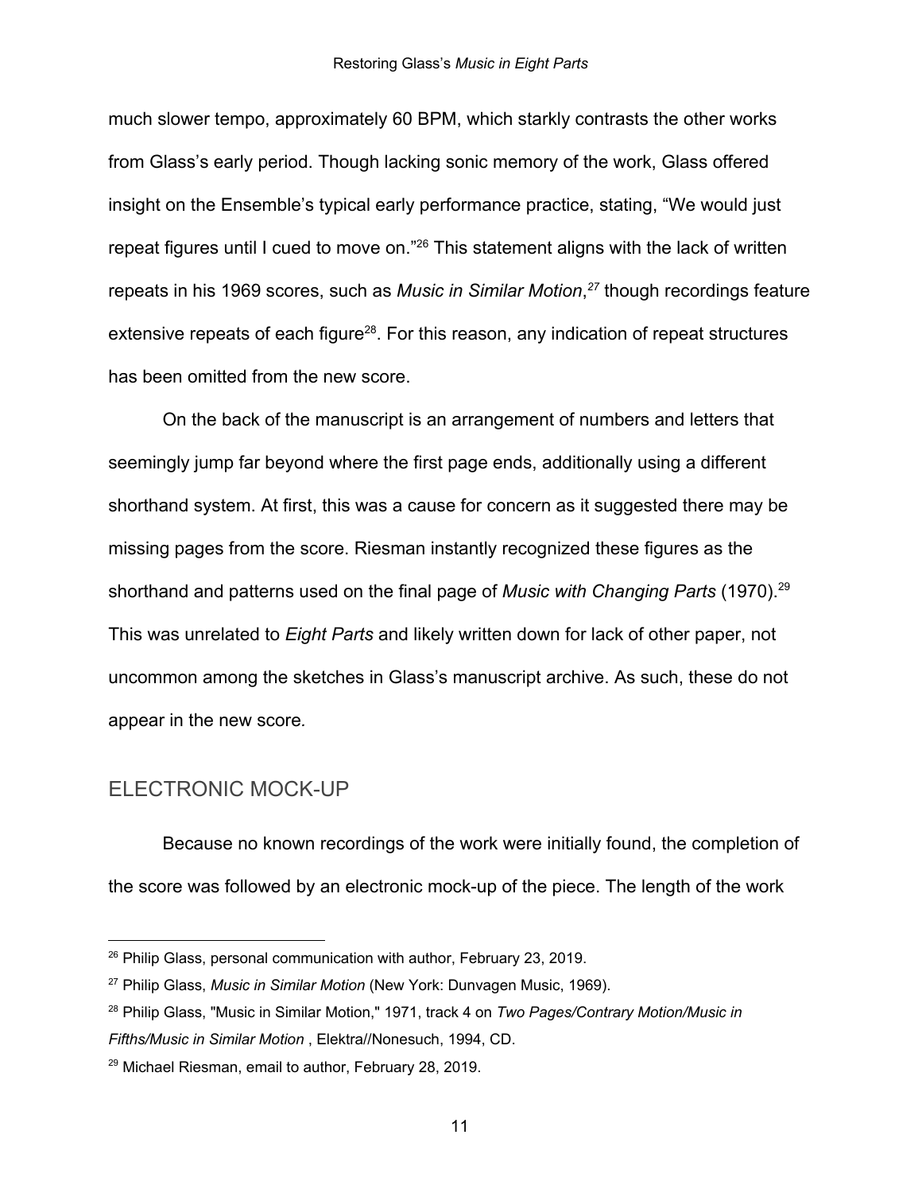much slower tempo, approximately 60 BPM, which starkly contrasts the other works from Glass's early period. Though lacking sonic memory of the work, Glass offered insight on the Ensemble's typical early performance practice, stating, "We would just repeat figures until I cued to move on."[26] This statement aligns with the lack of written repeats in his 1969 scores, such as *Music in Similar Motion*,[27] though recordings feature extensive repeats of each figure[28]. For this reason, any indication of repeat structures has been omitted from the new score.

On the back of the manuscript is an arrangement of numbers and letters that seemingly jump far beyond where the first page ends, additionally using a different shorthand system. At first, this was a cause for concern as it suggested there may be missing pages from the score. Riesman instantly recognized these figures as the shorthand and patterns used on the final page of *Music with Changing Parts* (1970).[29] This was unrelated to *Eight Parts* and likely written down for lack of other paper, not uncommon among the sketches in Glass's manuscript archive. As such, these do not appear in the new score.

## ELECTRONIC MOCK-UP

Because no known recordings of the work were initially found, the completion of the score was followed by an electronic mock-up of the piece. The length of the work

---

[26] Philip Glass, personal communication with author, February 23, 2019.

[27] Philip Glass, *Music in Similar Motion* (New York: Dunvagen Music, 1969).

[28] Philip Glass, "Music in Similar Motion," 1971, track 4 on *Two Pages/Contrary Motion/Music in Fifths/Music in Similar Motion* , Elektra//Nonesuch, 1994, CD.

[29] Michael Riesman, email to author, February 28, 2019.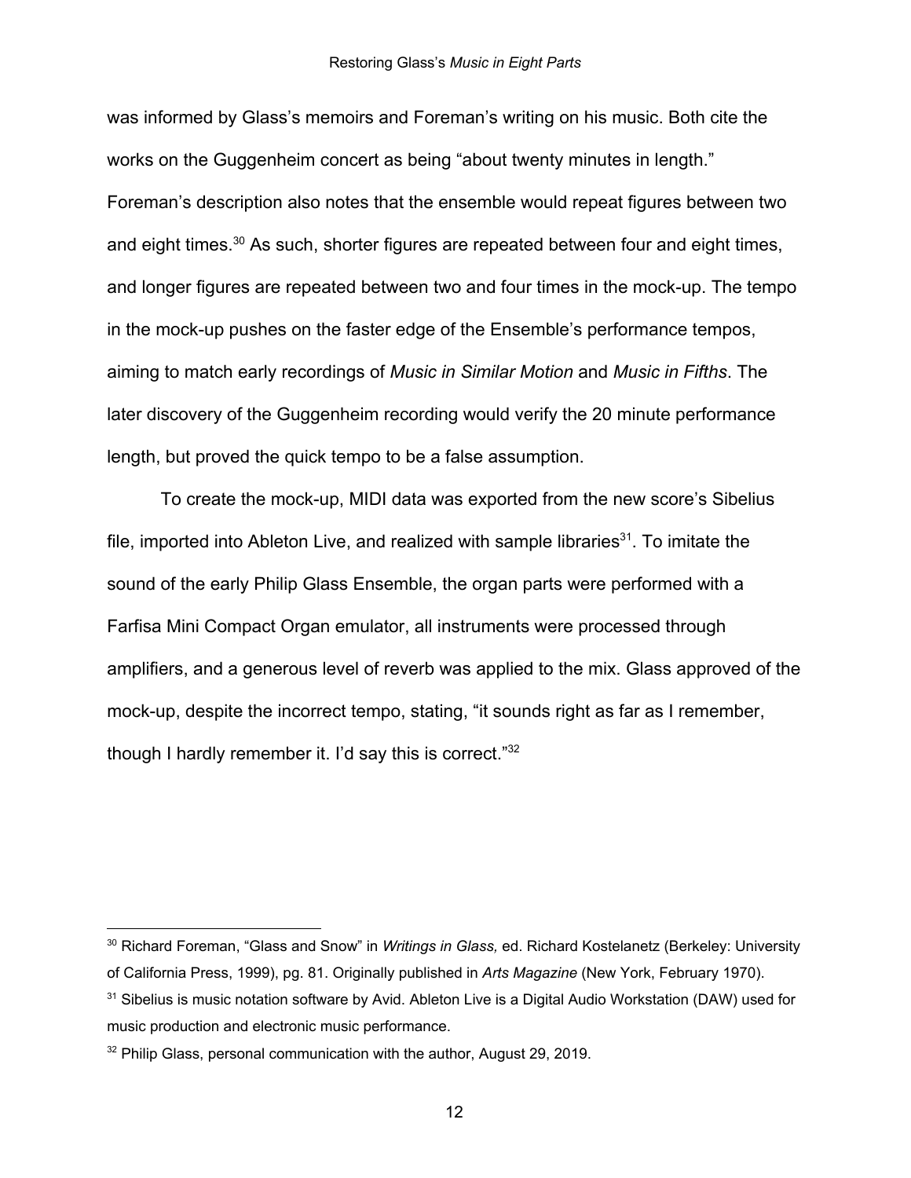was informed by Glass's memoirs and Foreman's writing on his music. Both cite the works on the Guggenheim concert as being "about twenty minutes in length." Foreman's description also notes that the ensemble would repeat figures between two and eight times.[30] As such, shorter figures are repeated between four and eight times, and longer figures are repeated between two and four times in the mock-up. The tempo in the mock-up pushes on the faster edge of the Ensemble's performance tempos, aiming to match early recordings of *Music in Similar Motion* and *Music in Fifths*. The later discovery of the Guggenheim recording would verify the 20 minute performance length, but proved the quick tempo to be a false assumption.

To create the mock-up, MIDI data was exported from the new score's Sibelius file, imported into Ableton Live, and realized with sample libraries[31]. To imitate the sound of the early Philip Glass Ensemble, the organ parts were performed with a Farfisa Mini Compact Organ emulator, all instruments were processed through amplifiers, and a generous level of reverb was applied to the mix. Glass approved of the mock-up, despite the incorrect tempo, stating, "it sounds right as far as I remember, though I hardly remember it. I'd say this is correct."[32]

---

[30] Richard Foreman, "Glass and Snow" in *Writings in Glass,* ed. Richard Kostelanetz (Berkeley: University of California Press, 1999), pg. 81. Originally published in *Arts Magazine* (New York, February 1970).

[31] Sibelius is music notation software by Avid. Ableton Live is a Digital Audio Workstation (DAW) used for music production and electronic music performance.

[32] Philip Glass, personal communication with the author, August 29, 2019.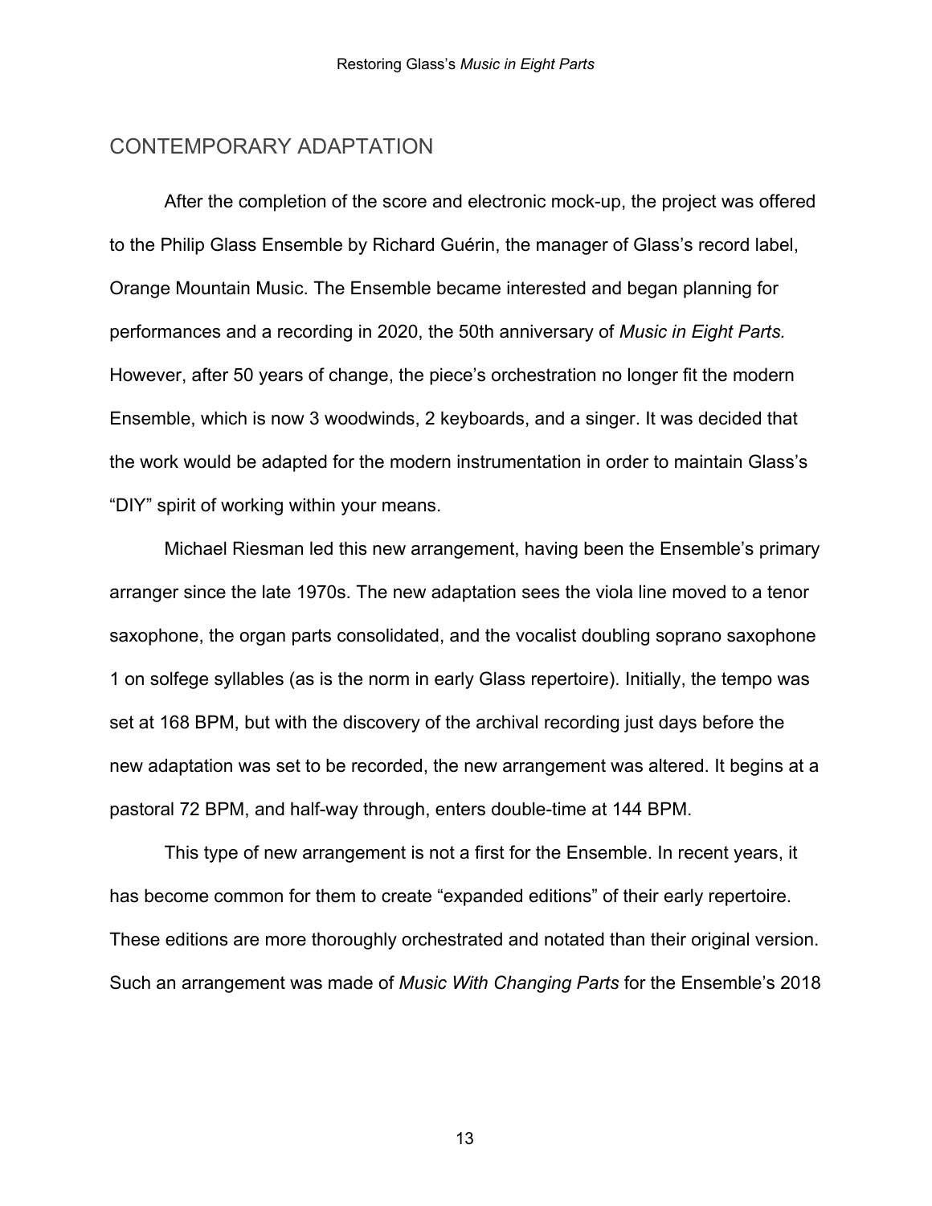## CONTEMPORARY ADAPTATION

After the completion of the score and electronic mock-up, the project was offered to the Philip Glass Ensemble by Richard Guérin, the manager of Glass's record label, Orange Mountain Music. The Ensemble became interested and began planning for performances and a recording in 2020, the 50th anniversary of *Music in Eight Parts.* However, after 50 years of change, the piece's orchestration no longer fit the modern Ensemble, which is now 3 woodwinds, 2 keyboards, and a singer. It was decided that the work would be adapted for the modern instrumentation in order to maintain Glass's "DIY" spirit of working within your means.

Michael Riesman led this new arrangement, having been the Ensemble's primary arranger since the late 1970s. The new adaptation sees the viola line moved to a tenor saxophone, the organ parts consolidated, and the vocalist doubling soprano saxophone 1 on solfege syllables (as is the norm in early Glass repertoire). Initially, the tempo was set at 168 BPM, but with the discovery of the archival recording just days before the new adaptation was set to be recorded, the new arrangement was altered. It begins at a pastoral 72 BPM, and half-way through, enters double-time at 144 BPM.

This type of new arrangement is not a first for the Ensemble. In recent years, it has become common for them to create "expanded editions" of their early repertoire. These editions are more thoroughly orchestrated and notated than their original version. Such an arrangement was made of *Music With Changing Parts* for the Ensemble's 2018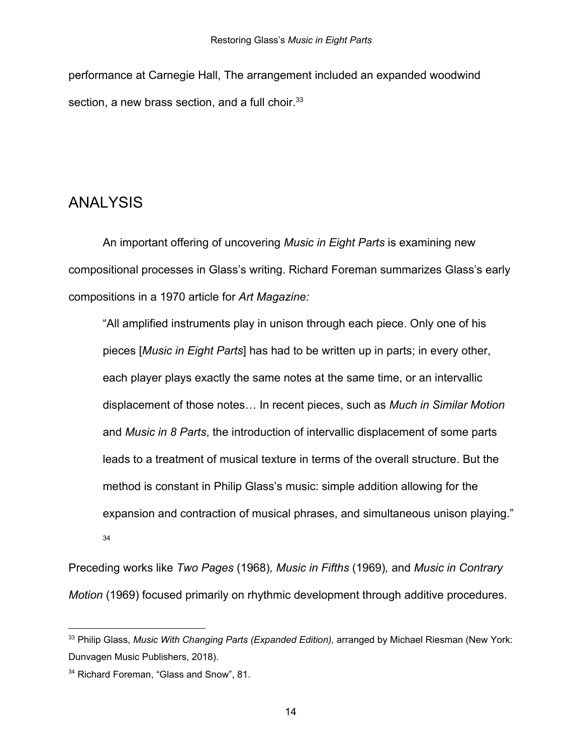performance at Carnegie Hall, The arrangement included an expanded woodwind section, a new brass section, and a full choir.[33]

## ANALYSIS

An important offering of uncovering *Music in Eight Parts* is examining new compositional processes in Glass's writing. Richard Foreman summarizes Glass's early compositions in a 1970 article for *Art Magazine:*

> "All amplified instruments play in unison through each piece. Only one of his pieces [*Music in Eight Parts*] has had to be written up in parts; in every other, each player plays exactly the same notes at the same time, or an intervallic displacement of those notes… In recent pieces, such as *Much in Similar Motion* and *Music in 8 Parts*, the introduction of intervallic displacement of some parts leads to a treatment of musical texture in terms of the overall structure. But the method is constant in Philip Glass's music: simple addition allowing for the expansion and contraction of musical phrases, and simultaneous unison playing." [34]

Preceding works like *Two Pages* (1968), *Music in Fifths* (1969), and *Music in Contrary Motion* (1969) focused primarily on rhythmic development through additive procedures.

---

[33] Philip Glass, *Music With Changing Parts (Expanded Edition),* arranged by Michael Riesman (New York: Dunvagen Music Publishers, 2018).

[34] Richard Foreman, "Glass and Snow", 81.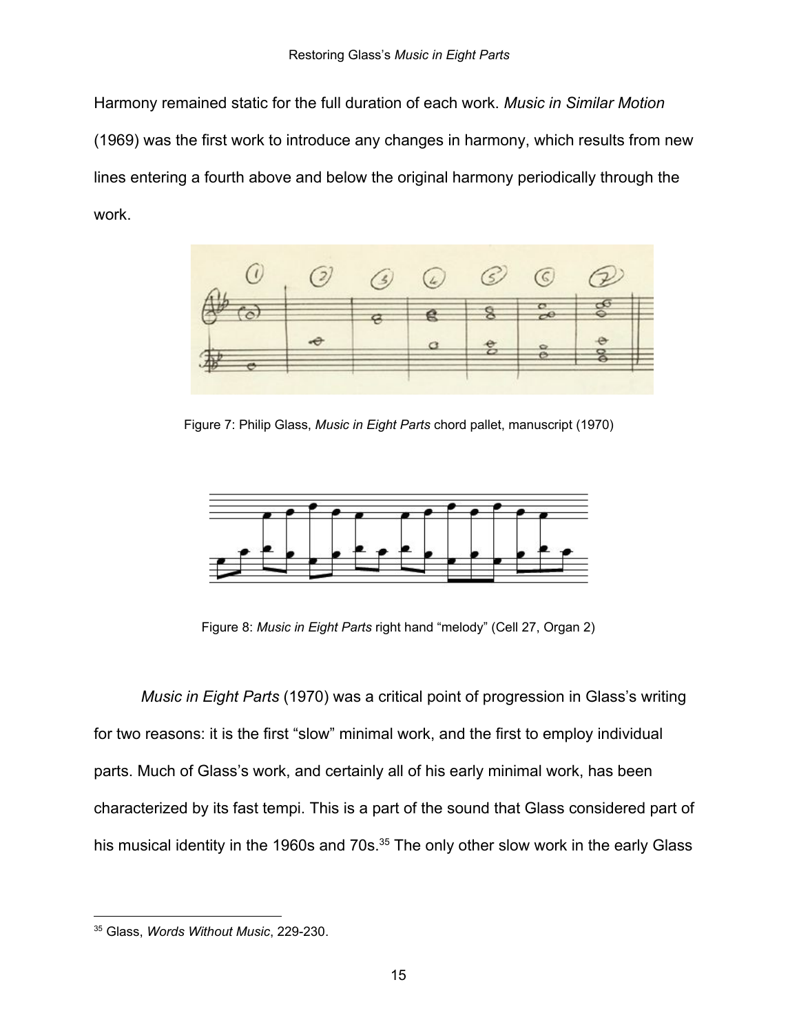Harmony remained static for the full duration of each work. *Music in Similar Motion* (1969) was the first work to introduce any changes in harmony, which results from new lines entering a fourth above and below the original harmony periodically through the work.

Figure 7: Philip Glass, *Music in Eight Parts* chord pallet, manuscript (1970)

Figure 8: *Music in Eight Parts* right hand "melody" (Cell 27, Organ 2)

*Music in Eight Parts* (1970) was a critical point of progression in Glass's writing for two reasons: it is the first "slow" minimal work, and the first to employ individual parts. Much of Glass's work, and certainly all of his early minimal work, has been characterized by its fast tempi. This is a part of the sound that Glass considered part of his musical identity in the 1960s and 70s.[35] The only other slow work in the early Glass

---

[35] Glass, *Words Without Music*, 229-230.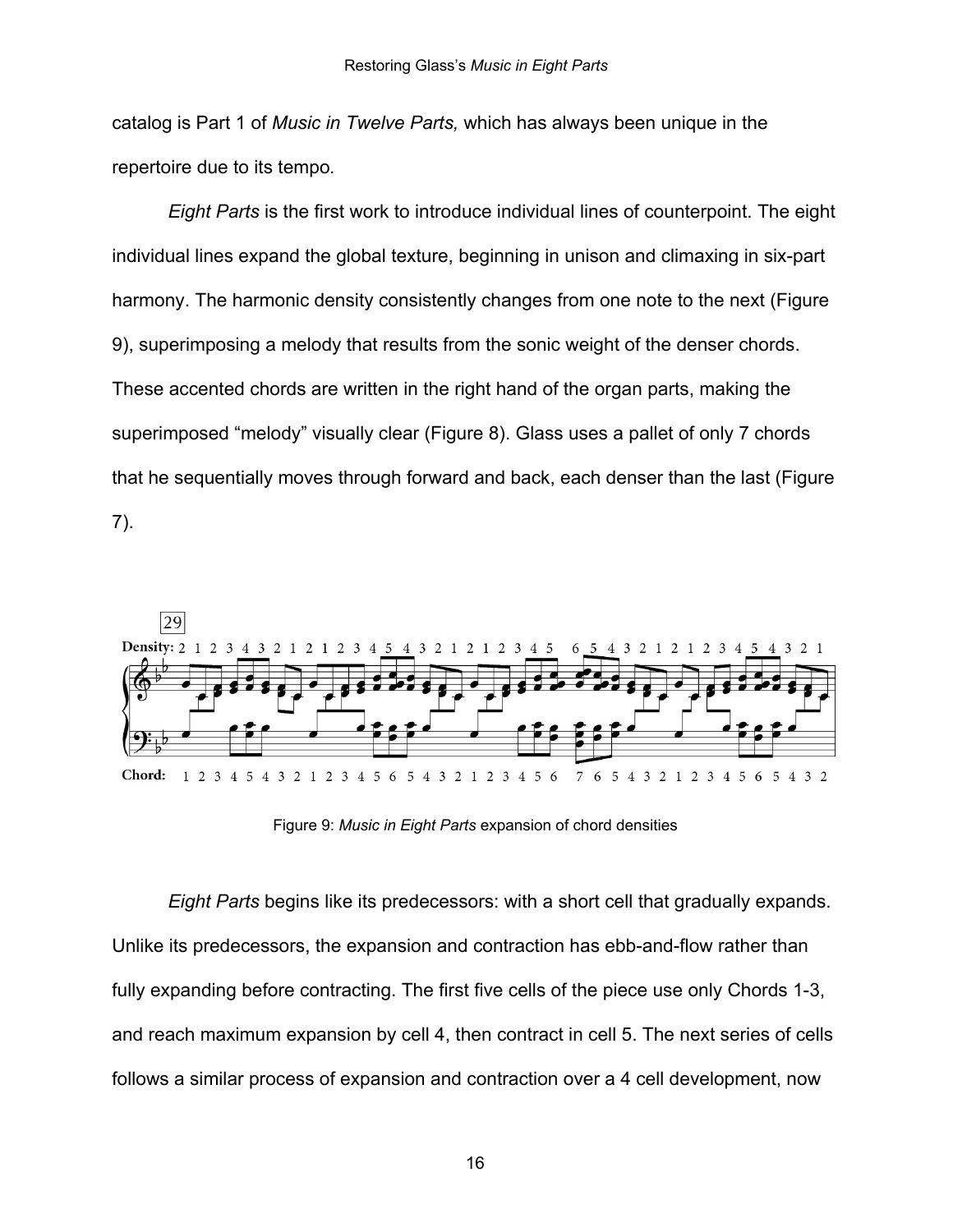catalog is Part 1 of *Music in Twelve Parts,* which has always been unique in the repertoire due to its tempo.

*Eight Parts* is the first work to introduce individual lines of counterpoint. The eight individual lines expand the global texture, beginning in unison and climaxing in six-part harmony. The harmonic density consistently changes from one note to the next (Figure 9), superimposing a melody that results from the sonic weight of the denser chords. These accented chords are written in the right hand of the organ parts, making the superimposed "melody" visually clear (Figure 8). Glass uses a pallet of only 7 chords that he sequentially moves through forward and back, each denser than the last (Figure 7).

Figure 9: *Music in Eight Parts* expansion of chord densities

*Eight Parts* begins like its predecessors: with a short cell that gradually expands. Unlike its predecessors, the expansion and contraction has ebb-and-flow rather than fully expanding before contracting. The first five cells of the piece use only Chords 1-3, and reach maximum expansion by cell 4, then contract in cell 5. The next series of cells follows a similar process of expansion and contraction over a 4 cell development, now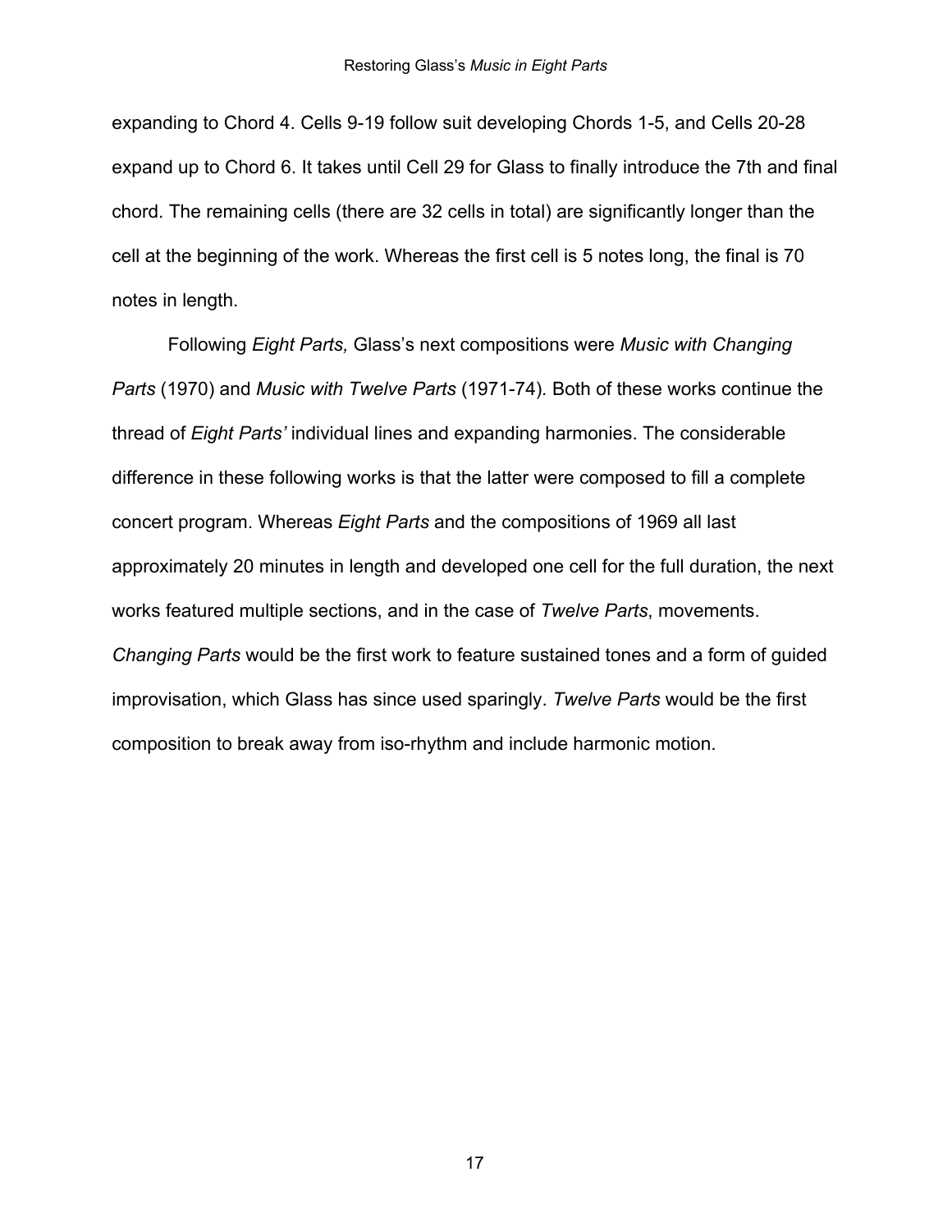expanding to Chord 4. Cells 9-19 follow suit developing Chords 1-5, and Cells 20-28 expand up to Chord 6. It takes until Cell 29 for Glass to finally introduce the 7th and final chord. The remaining cells (there are 32 cells in total) are significantly longer than the cell at the beginning of the work. Whereas the first cell is 5 notes long, the final is 70 notes in length.

Following *Eight Parts,* Glass's next compositions were *Music with Changing Parts* (1970) and *Music with Twelve Parts* (1971-74). Both of these works continue the thread of *Eight Parts'* individual lines and expanding harmonies. The considerable difference in these following works is that the latter were composed to fill a complete concert program. Whereas *Eight Parts* and the compositions of 1969 all last approximately 20 minutes in length and developed one cell for the full duration, the next works featured multiple sections, and in the case of *Twelve Parts*, movements. *Changing Parts* would be the first work to feature sustained tones and a form of guided improvisation, which Glass has since used sparingly. *Twelve Parts* would be the first composition to break away from iso-rhythm and include harmonic motion.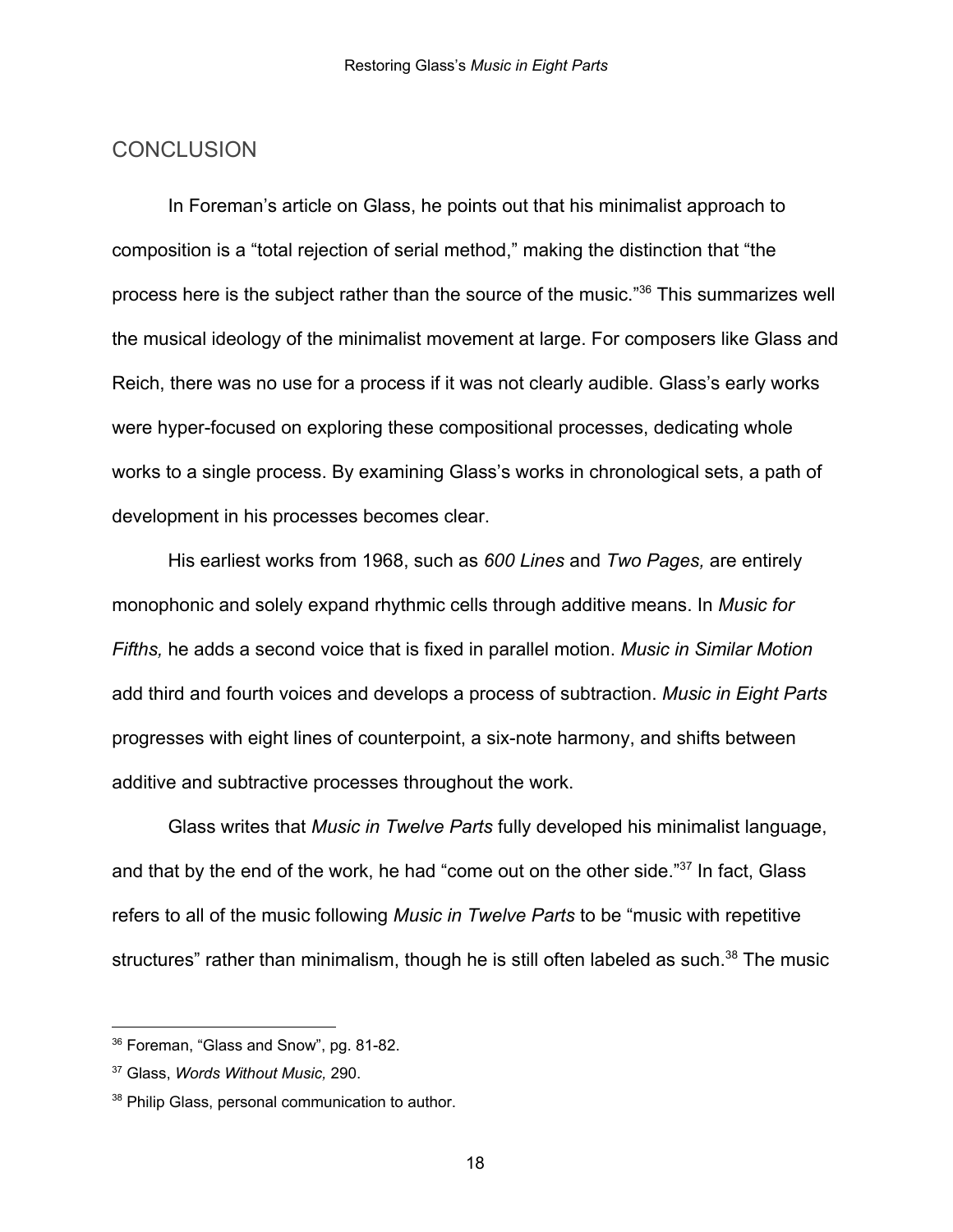## CONCLUSION

In Foreman's article on Glass, he points out that his minimalist approach to composition is a "total rejection of serial method," making the distinction that "the process here is the subject rather than the source of the music."[36] This summarizes well the musical ideology of the minimalist movement at large. For composers like Glass and Reich, there was no use for a process if it was not clearly audible. Glass's early works were hyper-focused on exploring these compositional processes, dedicating whole works to a single process. By examining Glass's works in chronological sets, a path of development in his processes becomes clear.

His earliest works from 1968, such as *600 Lines* and *Two Pages,* are entirely monophonic and solely expand rhythmic cells through additive means. In *Music for Fifths,* he adds a second voice that is fixed in parallel motion. *Music in Similar Motion* add third and fourth voices and develops a process of subtraction. *Music in Eight Parts* progresses with eight lines of counterpoint, a six-note harmony, and shifts between additive and subtractive processes throughout the work.

Glass writes that *Music in Twelve Parts* fully developed his minimalist language, and that by the end of the work, he had "come out on the other side."[37] In fact, Glass refers to all of the music following *Music in Twelve Parts* to be "music with repetitive structures" rather than minimalism, though he is still often labeled as such.[38] The music

---

[36] Foreman, "Glass and Snow", pg. 81-82.

[37] Glass, *Words Without Music,* 290.

[38] Philip Glass, personal communication to author.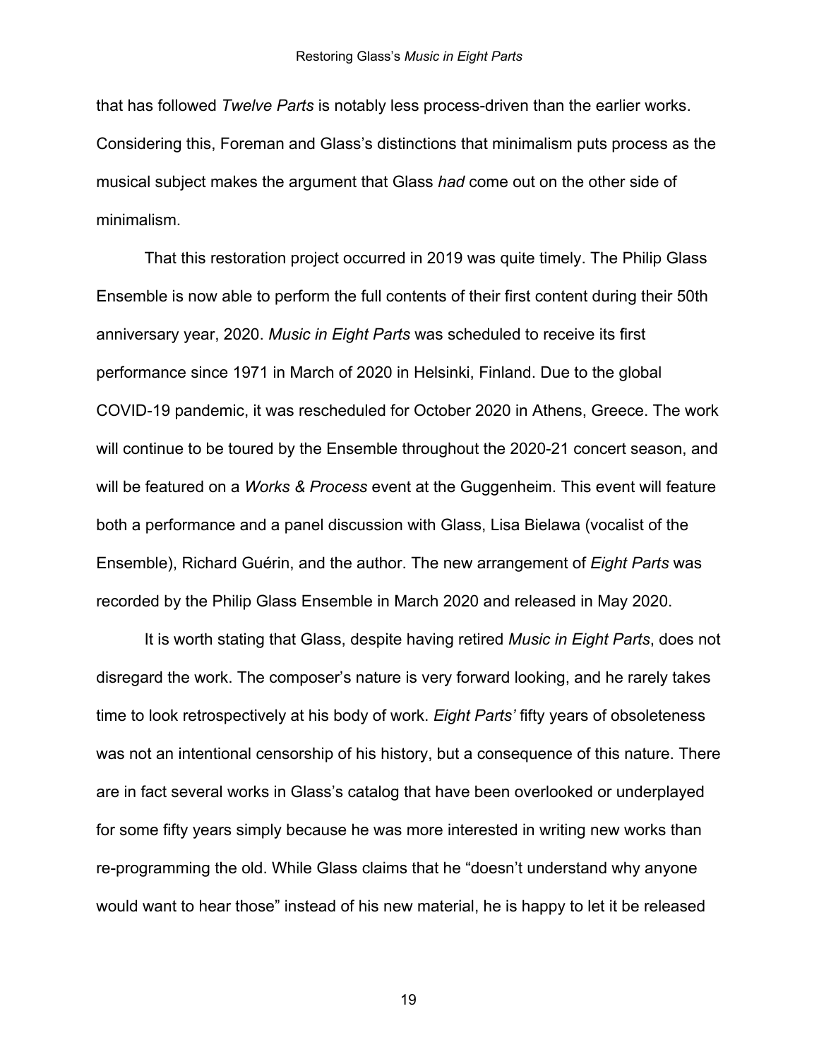that has followed *Twelve Parts* is notably less process-driven than the earlier works. Considering this, Foreman and Glass's distinctions that minimalism puts process as the musical subject makes the argument that Glass *had* come out on the other side of minimalism.

That this restoration project occurred in 2019 was quite timely. The Philip Glass Ensemble is now able to perform the full contents of their first content during their 50th anniversary year, 2020. *Music in Eight Parts* was scheduled to receive its first performance since 1971 in March of 2020 in Helsinki, Finland. Due to the global COVID-19 pandemic, it was rescheduled for October 2020 in Athens, Greece. The work will continue to be toured by the Ensemble throughout the 2020-21 concert season, and will be featured on a *Works & Process* event at the Guggenheim. This event will feature both a performance and a panel discussion with Glass, Lisa Bielawa (vocalist of the Ensemble), Richard Guérin, and the author. The new arrangement of *Eight Parts* was recorded by the Philip Glass Ensemble in March 2020 and released in May 2020.

It is worth stating that Glass, despite having retired *Music in Eight Parts*, does not disregard the work. The composer's nature is very forward looking, and he rarely takes time to look retrospectively at his body of work. *Eight Parts'* fifty years of obsoleteness was not an intentional censorship of his history, but a consequence of this nature. There are in fact several works in Glass's catalog that have been overlooked or underplayed for some fifty years simply because he was more interested in writing new works than re-programming the old. While Glass claims that he "doesn't understand why anyone would want to hear those" instead of his new material, he is happy to let it be released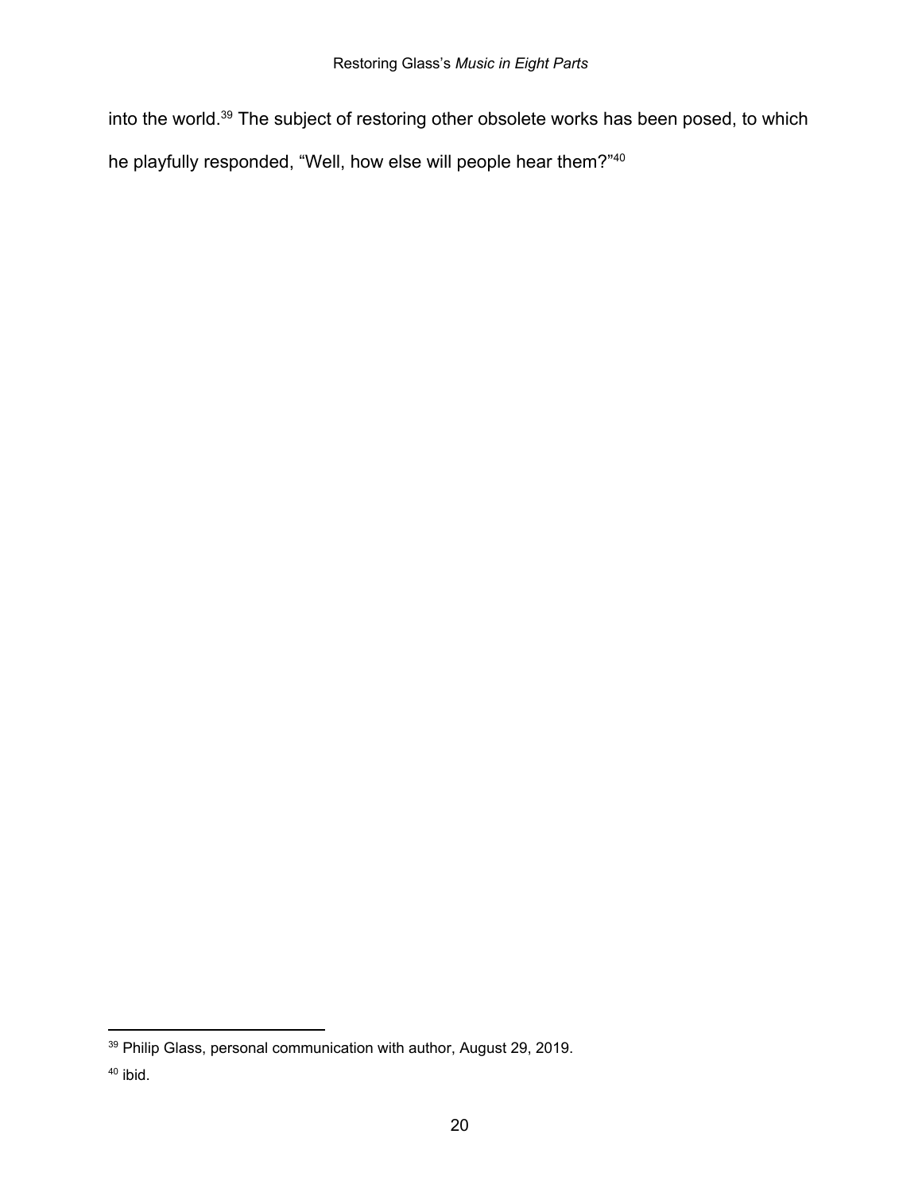into the world.[39] The subject of restoring other obsolete works has been posed, to which he playfully responded, “Well, how else will people hear them?”[40]

[39] Philip Glass, personal communication with author, August 29, 2019.

[40] ibid.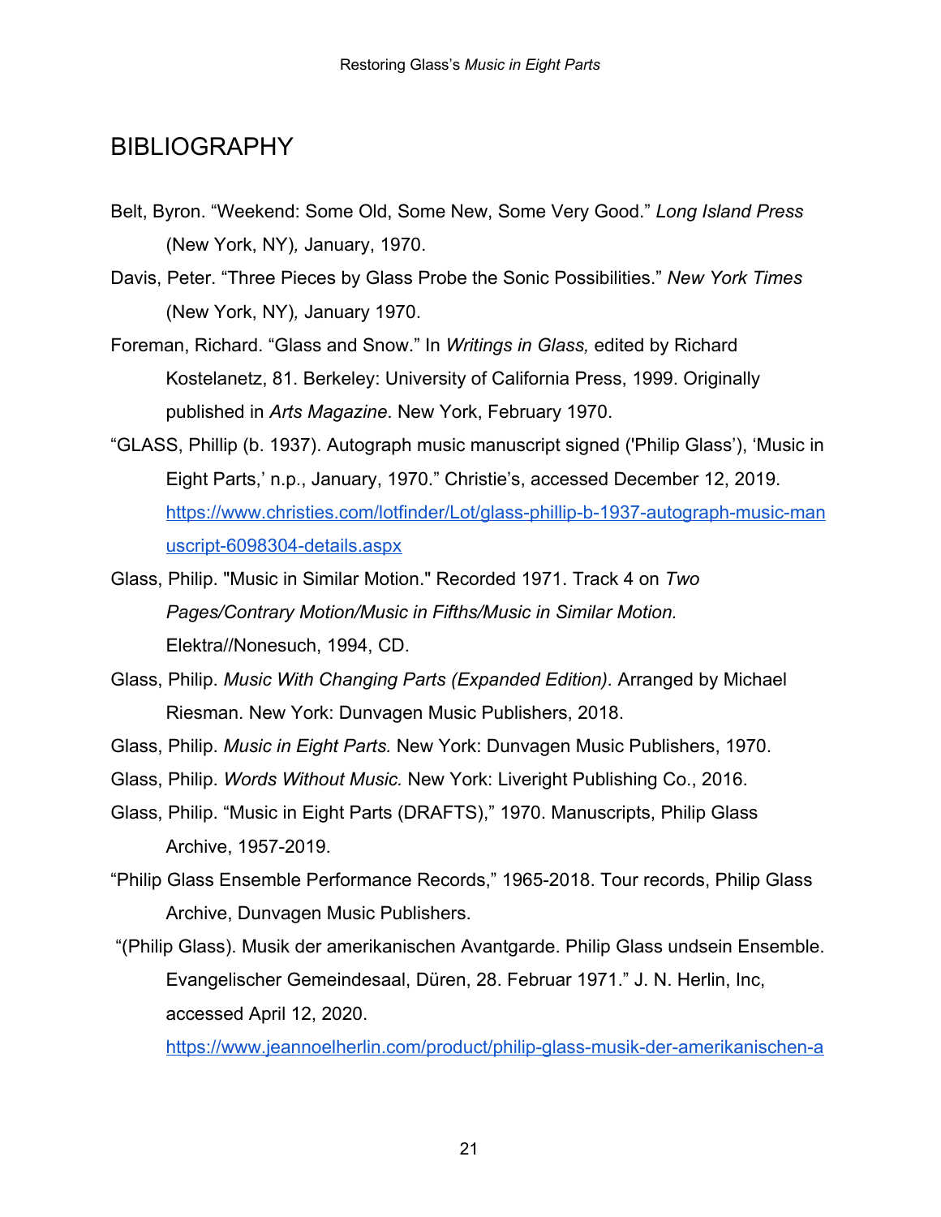# BIBLIOGRAPHY

Belt, Byron. "Weekend: Some Old, Some New, Some Very Good." *Long Island Press* (New York, NY)*,* January, 1970.

Davis, Peter. "Three Pieces by Glass Probe the Sonic Possibilities." *New York Times* (New York, NY)*,* January 1970.

Foreman, Richard. "Glass and Snow." In *Writings in Glass,* edited by Richard Kostelanetz, 81. Berkeley: University of California Press, 1999. Originally published in *Arts Magazine*. New York, February 1970.

"GLASS, Phillip (b. 1937). Autograph music manuscript signed ('Philip Glass'), 'Music in Eight Parts,' n.p., January, 1970." Christie's, accessed December 12, 2019. https://www.christies.com/lotfinder/Lot/glass-phillip-b-1937-autograph-music-manuscript-6098304-details.aspx

Glass, Philip. "Music in Similar Motion." Recorded 1971. Track 4 on *Two Pages/Contrary Motion/Music in Fifths/Music in Similar Motion.* Elektra//Nonesuch, 1994, CD.

Glass, Philip. *Music With Changing Parts (Expanded Edition).* Arranged by Michael Riesman. New York: Dunvagen Music Publishers, 2018.

Glass, Philip. *Music in Eight Parts.* New York: Dunvagen Music Publishers, 1970.

Glass, Philip. *Words Without Music.* New York: Liveright Publishing Co., 2016.

Glass, Philip. "Music in Eight Parts (DRAFTS)," 1970. Manuscripts, Philip Glass Archive, 1957-2019.

"Philip Glass Ensemble Performance Records," 1965-2018. Tour records, Philip Glass Archive, Dunvagen Music Publishers.

"(Philip Glass). Musik der amerikanischen Avantgarde. Philip Glass undsein Ensemble. Evangelischer Gemeindesaal, Düren, 28. Februar 1971." J. N. Herlin, Inc, accessed April 12, 2020. https://www.jeannoelherlin.com/product/philip-glass-musik-der-amerikanischen-a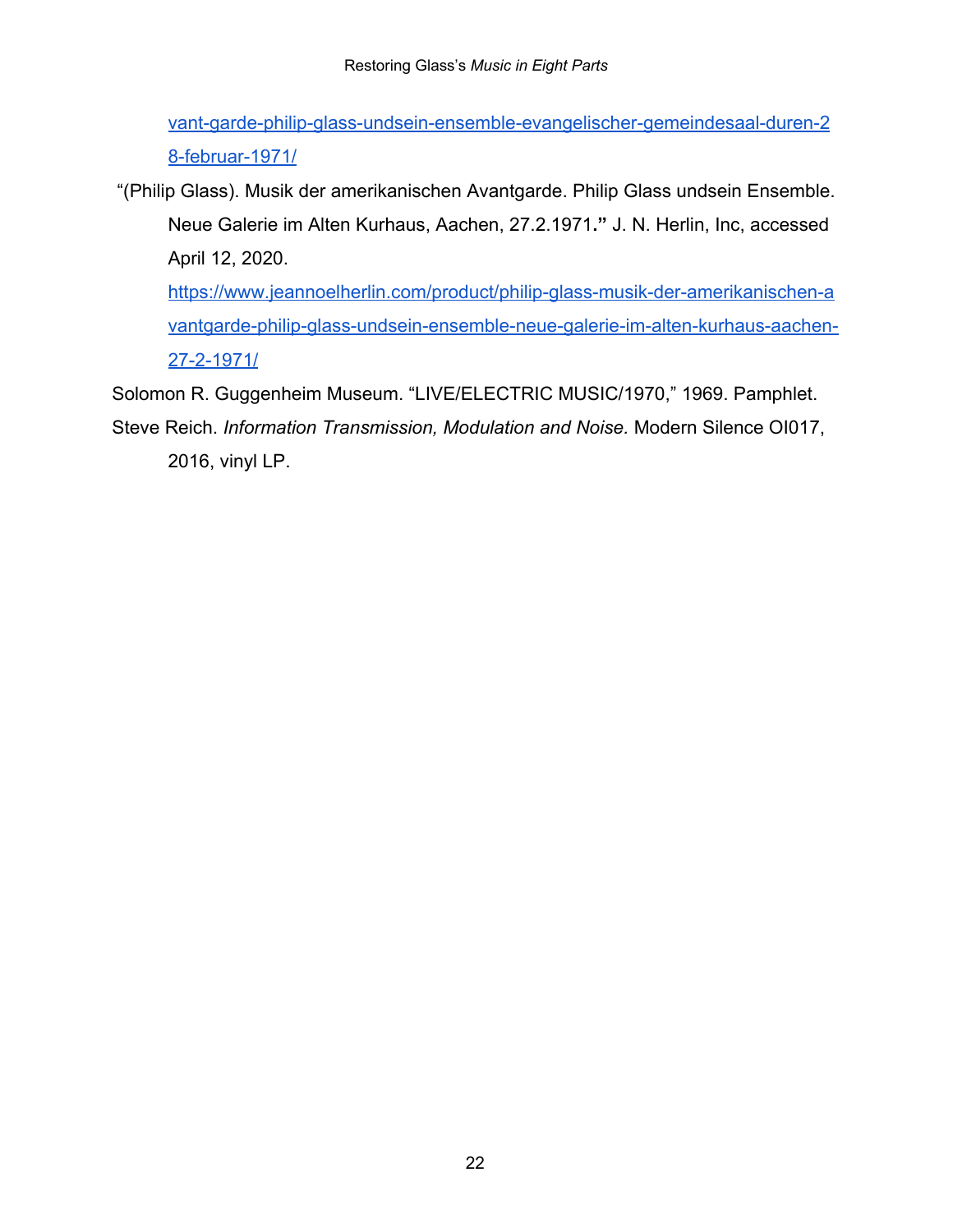vant-garde-philip-glass-undsein-ensemble-evangelischer-gemeindesaal-duren-28-februar-1971/

"(Philip Glass). Musik der amerikanischen Avantgarde. Philip Glass undsein Ensemble. Neue Galerie im Alten Kurhaus, Aachen, 27.2.1971**."** J. N. Herlin, Inc, accessed April 12, 2020. https://www.jeannoelherlin.com/product/philip-glass-musik-der-amerikanischen-avantgarde-philip-glass-undsein-ensemble-neue-galerie-im-alten-kurhaus-aachen-27-2-1971/

Solomon R. Guggenheim Museum. "LIVE/ELECTRIC MUSIC/1970," 1969. Pamphlet.

Steve Reich. *Information Transmission, Modulation and Noise.* Modern Silence OI017, 2016, vinyl LP.